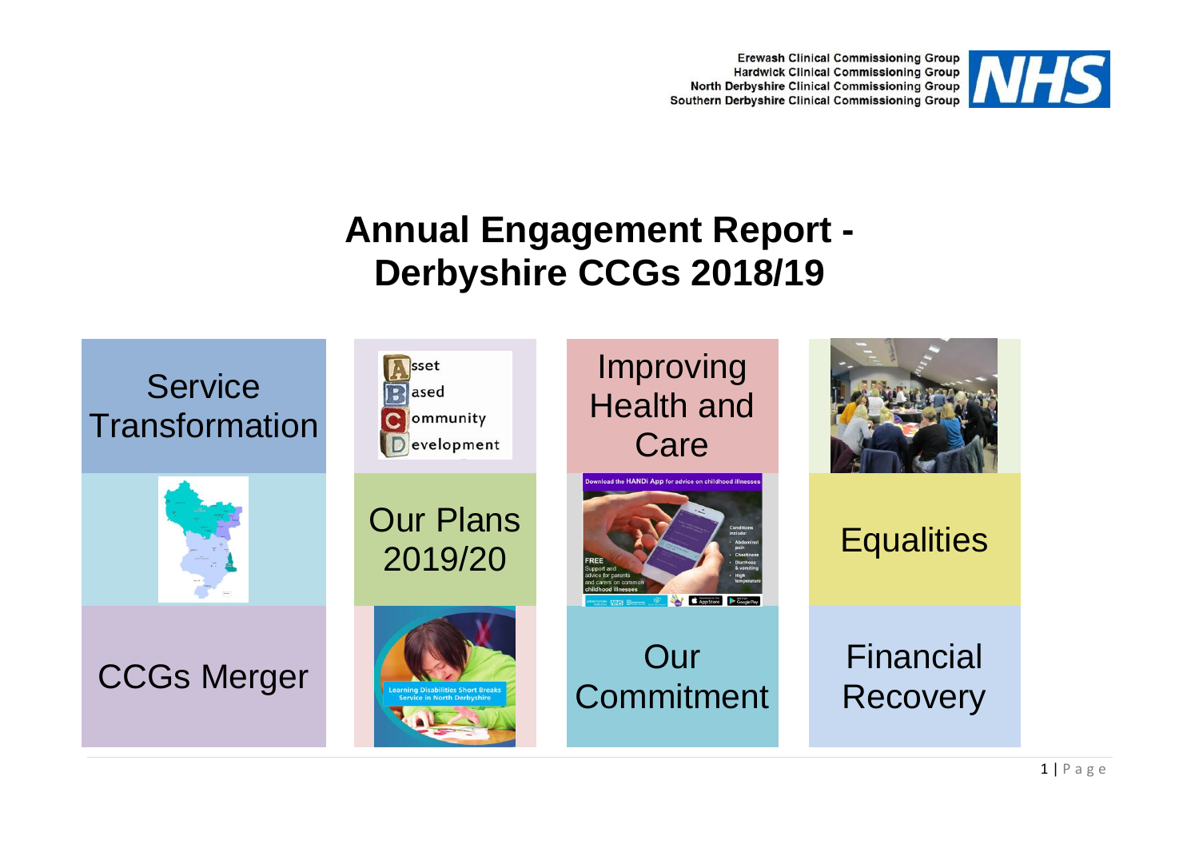Erewash Clinical Commissioning Group
Hardwick Clinical Commissioning Group
North Derbyshire Clinical Commissioning Group
Southern Derbyshire Clinical Commissioning Group

NHS

# Annual Engagement Report - Derbyshire CCGs 2018/19

Service Transformation

Asset Based Community Development

Improving Health and Care

Our Plans 2019/20

Equalities

CCGs Merger

Learning Disabilities Short Breaks Service in North Derbyshire

Our Commitment

Financial Recovery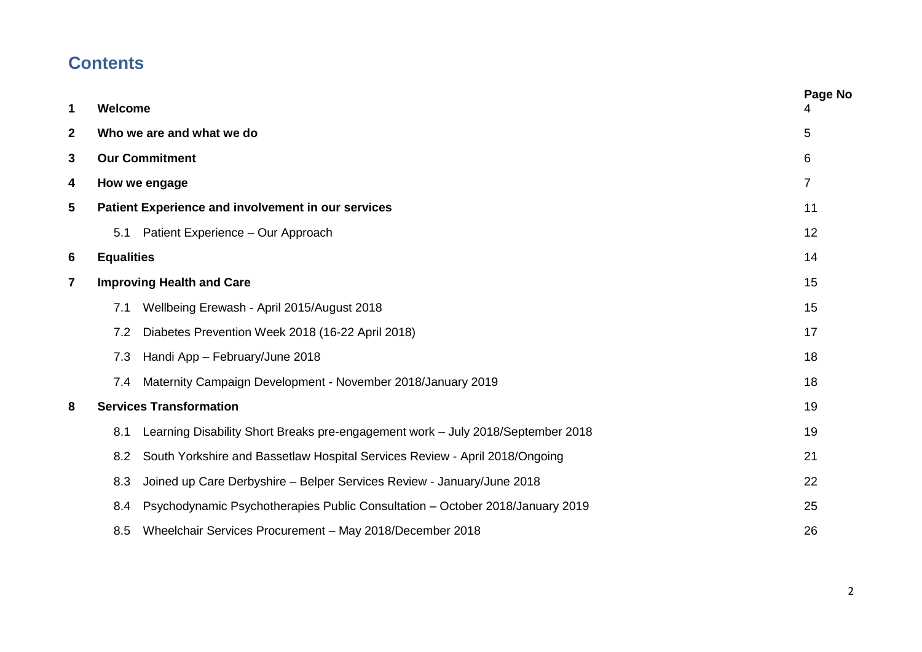# Contents

| | | Page No |
|---|---|---|
| **1** | **Welcome** | 4 |
| **2** | **Who we are and what we do** | 5 |
| **3** | **Our Commitment** | 6 |
| **4** | **How we engage** | 7 |
| **5** | **Patient Experience and involvement in our services** | 11 |
| | 5.1 Patient Experience – Our Approach | 12 |
| **6** | **Equalities** | 14 |
| **7** | **Improving Health and Care** | 15 |
| | 7.1 Wellbeing Erewash - April 2015/August 2018 | 15 |
| | 7.2 Diabetes Prevention Week 2018 (16-22 April 2018) | 17 |
| | 7.3 Handi App – February/June 2018 | 18 |
| | 7.4 Maternity Campaign Development - November 2018/January 2019 | 18 |
| **8** | **Services Transformation** | 19 |
| | 8.1 Learning Disability Short Breaks pre-engagement work – July 2018/September 2018 | 19 |
| | 8.2 South Yorkshire and Bassetlaw Hospital Services Review - April 2018/Ongoing | 21 |
| | 8.3 Joined up Care Derbyshire – Belper Services Review - January/June 2018 | 22 |
| | 8.4 Psychodynamic Psychotherapies Public Consultation – October 2018/January 2019 | 25 |
| | 8.5 Wheelchair Services Procurement – May 2018/December 2018 | 26 |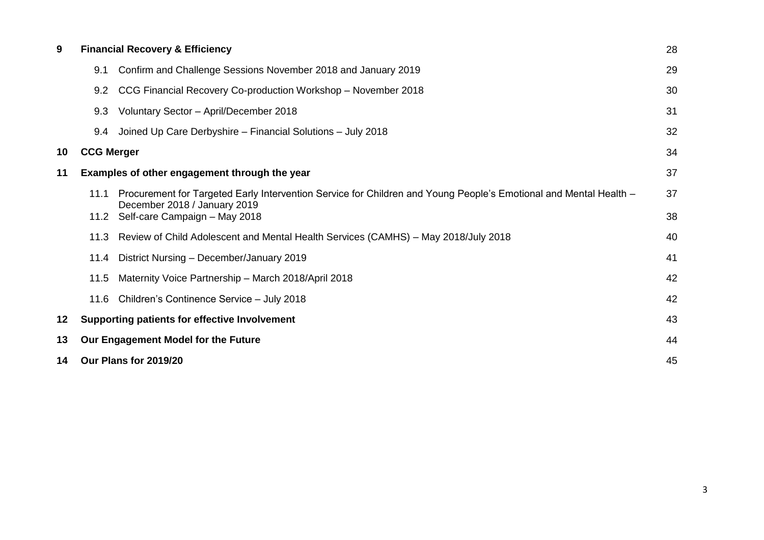| | | | |
|---|---|---|---|
| **9** | **Financial Recovery & Efficiency** | | 28 |
| | 9.1 | Confirm and Challenge Sessions November 2018 and January 2019 | 29 |
| | 9.2 | CCG Financial Recovery Co-production Workshop – November 2018 | 30 |
| | 9.3 | Voluntary Sector – April/December 2018 | 31 |
| | 9.4 | Joined Up Care Derbyshire – Financial Solutions – July 2018 | 32 |
| **10** | **CCG Merger** | | 34 |
| **11** | **Examples of other engagement through the year** | | 37 |
| | 11.1 | Procurement for Targeted Early Intervention Service for Children and Young People's Emotional and Mental Health – December 2018 / January 2019 | 37 |
| | 11.2 | Self-care Campaign – May 2018 | 38 |
| | 11.3 | Review of Child Adolescent and Mental Health Services (CAMHS) – May 2018/July 2018 | 40 |
| | 11.4 | District Nursing – December/January 2019 | 41 |
| | 11.5 | Maternity Voice Partnership – March 2018/April 2018 | 42 |
| | 11.6 | Children's Continence Service – July 2018 | 42 |
| **12** | **Supporting patients for effective Involvement** | | 43 |
| **13** | **Our Engagement Model for the Future** | | 44 |
| **14** | **Our Plans for 2019/20** | | 45 |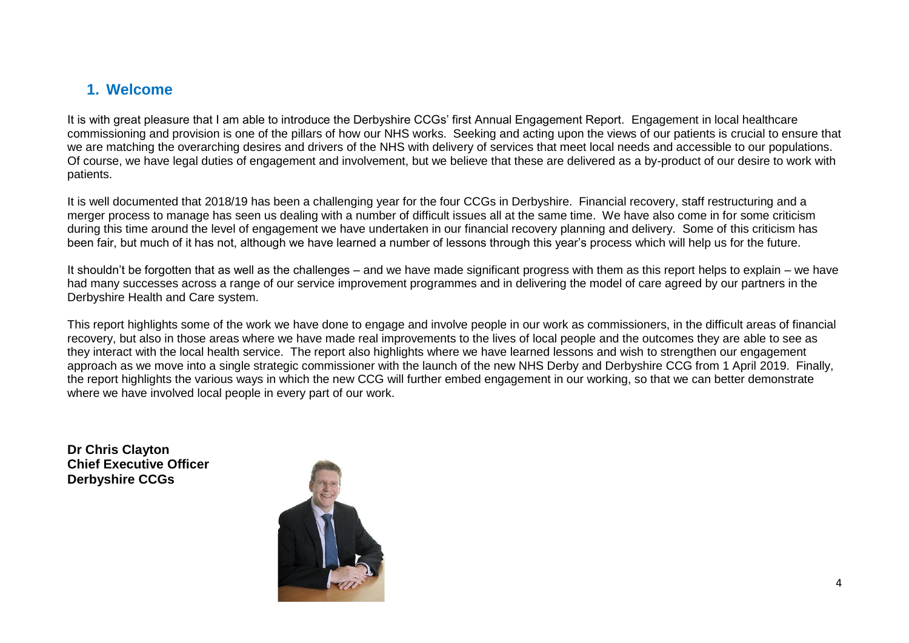## 1. Welcome

It is with great pleasure that I am able to introduce the Derbyshire CCGs' first Annual Engagement Report. Engagement in local healthcare commissioning and provision is one of the pillars of how our NHS works. Seeking and acting upon the views of our patients is crucial to ensure that we are matching the overarching desires and drivers of the NHS with delivery of services that meet local needs and accessible to our populations. Of course, we have legal duties of engagement and involvement, but we believe that these are delivered as a by-product of our desire to work with patients.

It is well documented that 2018/19 has been a challenging year for the four CCGs in Derbyshire. Financial recovery, staff restructuring and a merger process to manage has seen us dealing with a number of difficult issues all at the same time. We have also come in for some criticism during this time around the level of engagement we have undertaken in our financial recovery planning and delivery. Some of this criticism has been fair, but much of it has not, although we have learned a number of lessons through this year's process which will help us for the future.

It shouldn't be forgotten that as well as the challenges – and we have made significant progress with them as this report helps to explain – we have had many successes across a range of our service improvement programmes and in delivering the model of care agreed by our partners in the Derbyshire Health and Care system.

This report highlights some of the work we have done to engage and involve people in our work as commissioners, in the difficult areas of financial recovery, but also in those areas where we have made real improvements to the lives of local people and the outcomes they are able to see as they interact with the local health service. The report also highlights where we have learned lessons and wish to strengthen our engagement approach as we move into a single strategic commissioner with the launch of the new NHS Derby and Derbyshire CCG from 1 April 2019. Finally, the report highlights the various ways in which the new CCG will further embed engagement in our working, so that we can better demonstrate where we have involved local people in every part of our work.

**Dr Chris Clayton**
**Chief Executive Officer**
**Derbyshire CCGs**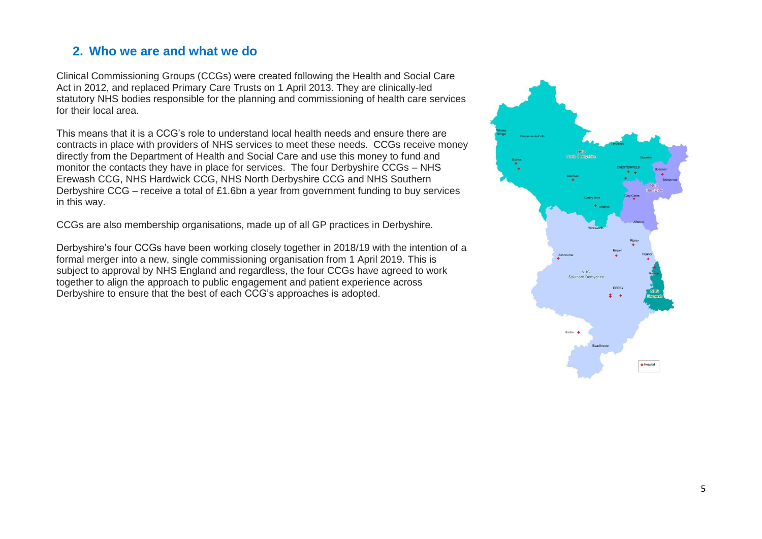## 2. Who we are and what we do

Clinical Commissioning Groups (CCGs) were created following the Health and Social Care Act in 2012, and replaced Primary Care Trusts on 1 April 2013. They are clinically-led statutory NHS bodies responsible for the planning and commissioning of health care services for their local area.

This means that it is a CCG's role to understand local health needs and ensure there are contracts in place with providers of NHS services to meet these needs. CCGs receive money directly from the Department of Health and Social Care and use this money to fund and monitor the contacts they have in place for services. The four Derbyshire CCGs – NHS Erewash CCG, NHS Hardwick CCG, NHS North Derbyshire CCG and NHS Southern Derbyshire CCG – receive a total of £1.6bn a year from government funding to buy services in this way.

CCGs are also membership organisations, made up of all GP practices in Derbyshire.

Derbyshire's four CCGs have been working closely together in 2018/19 with the intention of a formal merger into a new, single commissioning organisation from 1 April 2019. This is subject to approval by NHS England and regardless, the four CCGs have agreed to work together to align the approach to public engagement and patient experience across Derbyshire to ensure that the best of each CCG's approaches is adopted.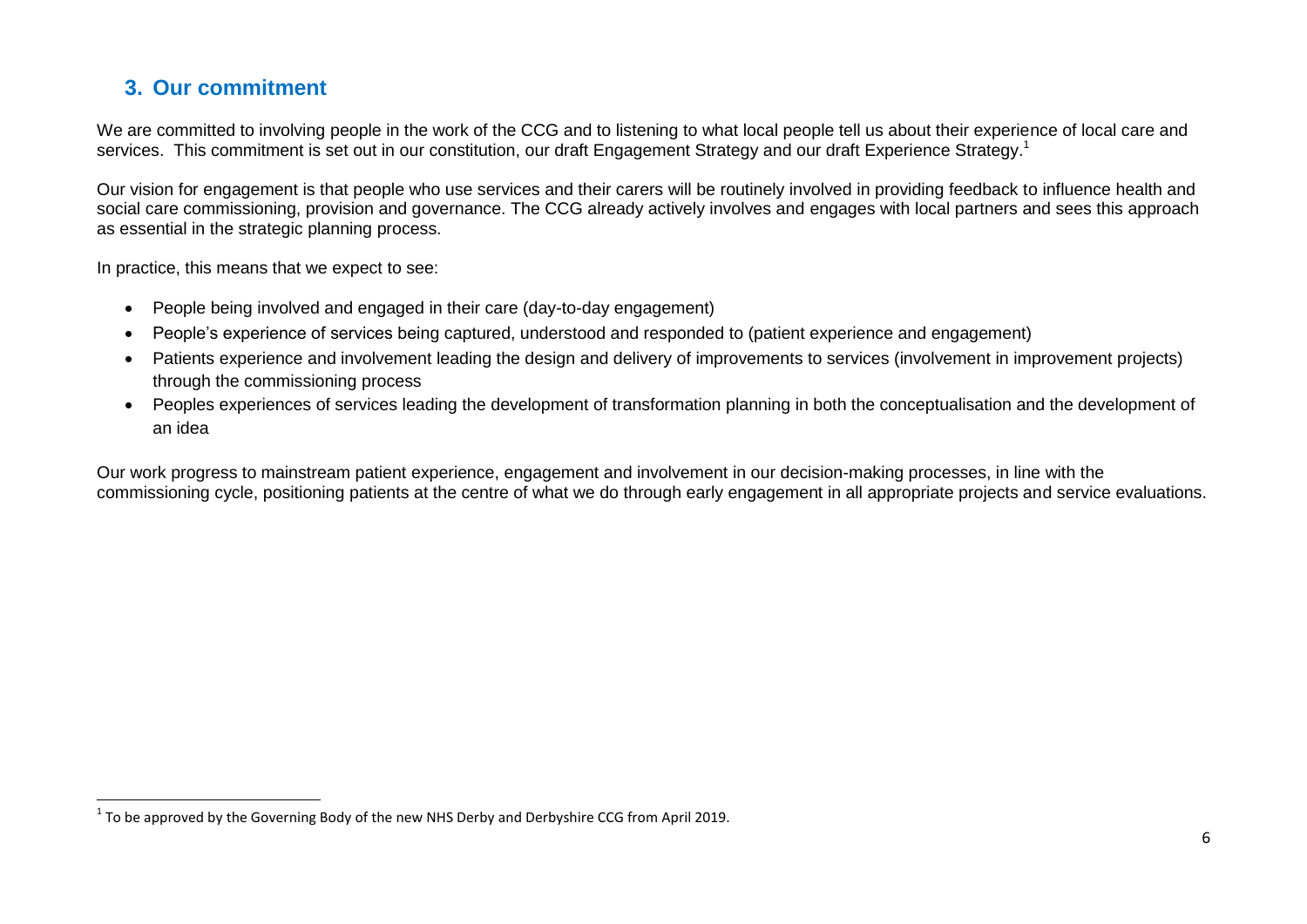## 3. Our commitment

We are committed to involving people in the work of the CCG and to listening to what local people tell us about their experience of local care and services. This commitment is set out in our constitution, our draft Engagement Strategy and our draft Experience Strategy.[1]

Our vision for engagement is that people who use services and their carers will be routinely involved in providing feedback to influence health and social care commissioning, provision and governance. The CCG already actively involves and engages with local partners and sees this approach as essential in the strategic planning process.

In practice, this means that we expect to see:

- People being involved and engaged in their care (day-to-day engagement)
- People's experience of services being captured, understood and responded to (patient experience and engagement)
- Patients experience and involvement leading the design and delivery of improvements to services (involvement in improvement projects) through the commissioning process
- Peoples experiences of services leading the development of transformation planning in both the conceptualisation and the development of an idea

Our work progress to mainstream patient experience, engagement and involvement in our decision-making processes, in line with the commissioning cycle, positioning patients at the centre of what we do through early engagement in all appropriate projects and service evaluations.

[1] To be approved by the Governing Body of the new NHS Derby and Derbyshire CCG from April 2019.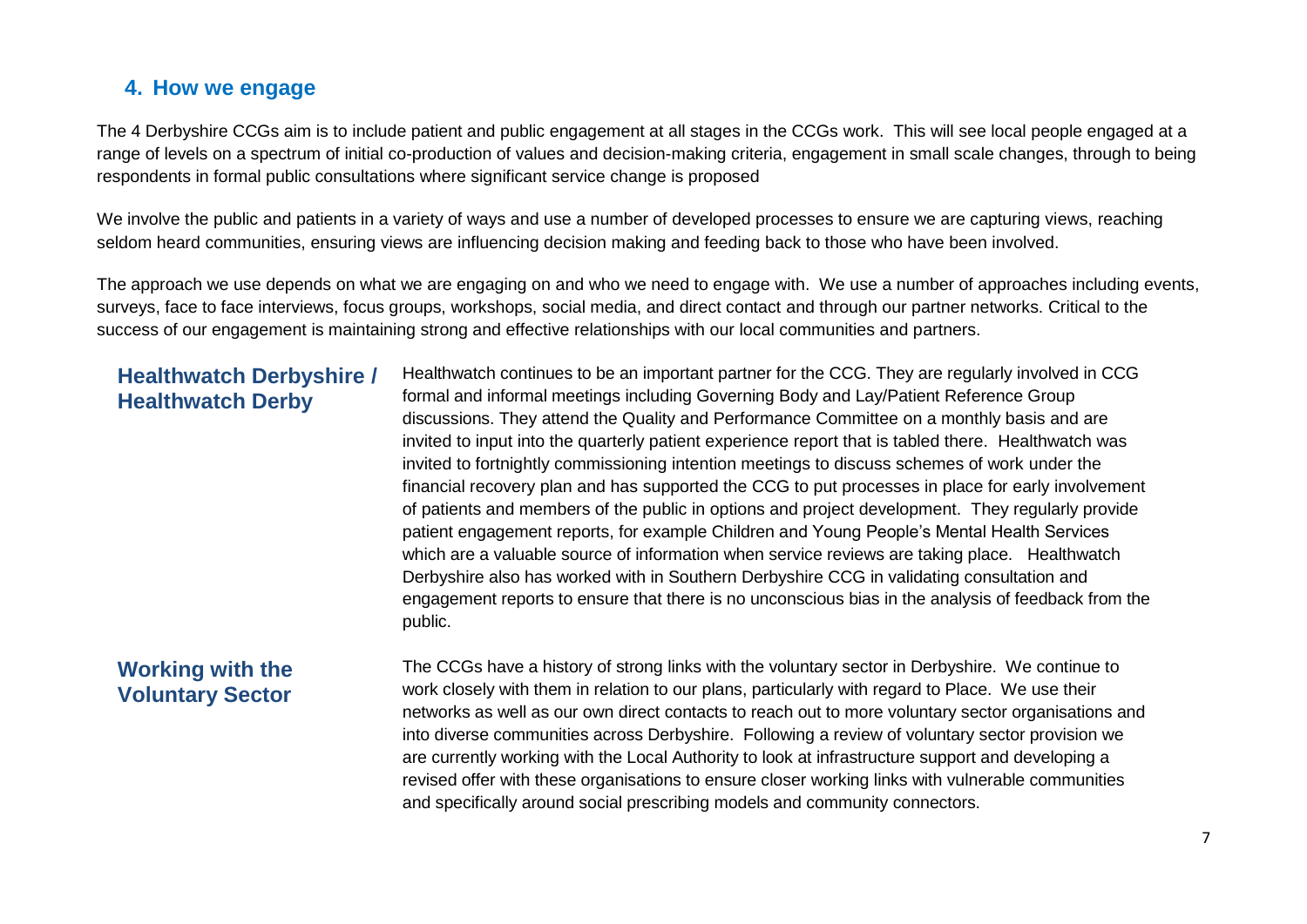## 4. How we engage

The 4 Derbyshire CCGs aim is to include patient and public engagement at all stages in the CCGs work. This will see local people engaged at a range of levels on a spectrum of initial co-production of values and decision-making criteria, engagement in small scale changes, through to being respondents in formal public consultations where significant service change is proposed

We involve the public and patients in a variety of ways and use a number of developed processes to ensure we are capturing views, reaching seldom heard communities, ensuring views are influencing decision making and feeding back to those who have been involved.

The approach we use depends on what we are engaging on and who we need to engage with. We use a number of approaches including events, surveys, face to face interviews, focus groups, workshops, social media, and direct contact and through our partner networks. Critical to the success of our engagement is maintaining strong and effective relationships with our local communities and partners.

### Healthwatch Derbyshire / Healthwatch Derby

Healthwatch continues to be an important partner for the CCG. They are regularly involved in CCG formal and informal meetings including Governing Body and Lay/Patient Reference Group discussions. They attend the Quality and Performance Committee on a monthly basis and are invited to input into the quarterly patient experience report that is tabled there. Healthwatch was invited to fortnightly commissioning intention meetings to discuss schemes of work under the financial recovery plan and has supported the CCG to put processes in place for early involvement of patients and members of the public in options and project development. They regularly provide patient engagement reports, for example Children and Young People's Mental Health Services which are a valuable source of information when service reviews are taking place. Healthwatch Derbyshire also has worked with in Southern Derbyshire CCG in validating consultation and engagement reports to ensure that there is no unconscious bias in the analysis of feedback from the public.

### Working with the Voluntary Sector

The CCGs have a history of strong links with the voluntary sector in Derbyshire. We continue to work closely with them in relation to our plans, particularly with regard to Place. We use their networks as well as our own direct contacts to reach out to more voluntary sector organisations and into diverse communities across Derbyshire. Following a review of voluntary sector provision we are currently working with the Local Authority to look at infrastructure support and developing a revised offer with these organisations to ensure closer working links with vulnerable communities and specifically around social prescribing models and community connectors.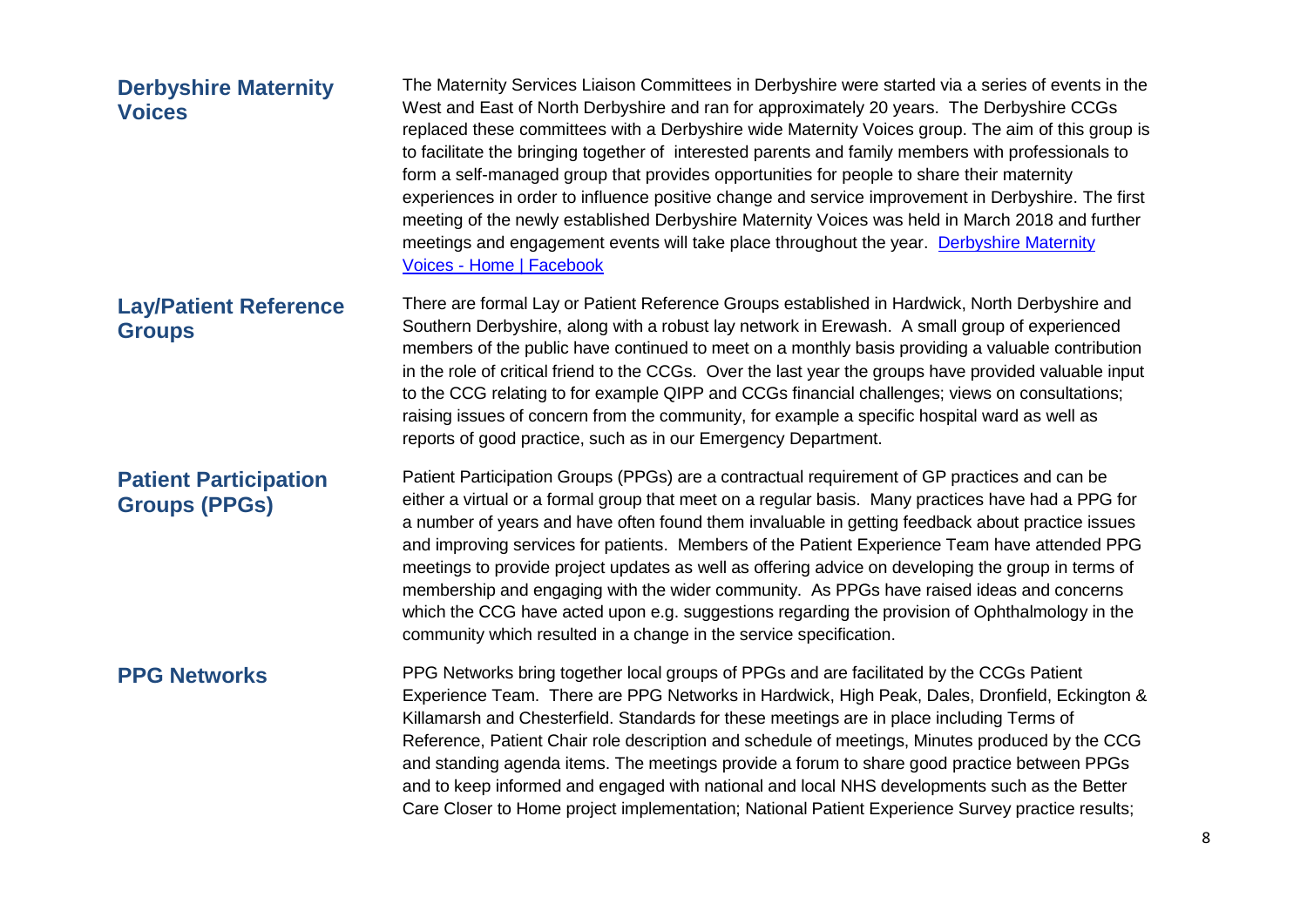## Derbyshire Maternity Voices

The Maternity Services Liaison Committees in Derbyshire were started via a series of events in the West and East of North Derbyshire and ran for approximately 20 years. The Derbyshire CCGs replaced these committees with a Derbyshire wide Maternity Voices group. The aim of this group is to facilitate the bringing together of interested parents and family members with professionals to form a self-managed group that provides opportunities for people to share their maternity experiences in order to influence positive change and service improvement in Derbyshire. The first meeting of the newly established Derbyshire Maternity Voices was held in March 2018 and further meetings and engagement events will take place throughout the year. [Derbyshire Maternity Voices - Home | Facebook]

## Lay/Patient Reference Groups

There are formal Lay or Patient Reference Groups established in Hardwick, North Derbyshire and Southern Derbyshire, along with a robust lay network in Erewash. A small group of experienced members of the public have continued to meet on a monthly basis providing a valuable contribution in the role of critical friend to the CCGs. Over the last year the groups have provided valuable input to the CCG relating to for example QIPP and CCGs financial challenges; views on consultations; raising issues of concern from the community, for example a specific hospital ward as well as reports of good practice, such as in our Emergency Department.

## Patient Participation Groups (PPGs)

Patient Participation Groups (PPGs) are a contractual requirement of GP practices and can be either a virtual or a formal group that meet on a regular basis. Many practices have had a PPG for a number of years and have often found them invaluable in getting feedback about practice issues and improving services for patients. Members of the Patient Experience Team have attended PPG meetings to provide project updates as well as offering advice on developing the group in terms of membership and engaging with the wider community. As PPGs have raised ideas and concerns which the CCG have acted upon e.g. suggestions regarding the provision of Ophthalmology in the community which resulted in a change in the service specification.

## PPG Networks

PPG Networks bring together local groups of PPGs and are facilitated by the CCGs Patient Experience Team. There are PPG Networks in Hardwick, High Peak, Dales, Dronfield, Eckington & Killamarsh and Chesterfield. Standards for these meetings are in place including Terms of Reference, Patient Chair role description and schedule of meetings, Minutes produced by the CCG and standing agenda items. The meetings provide a forum to share good practice between PPGs and to keep informed and engaged with national and local NHS developments such as the Better Care Closer to Home project implementation; National Patient Experience Survey practice results;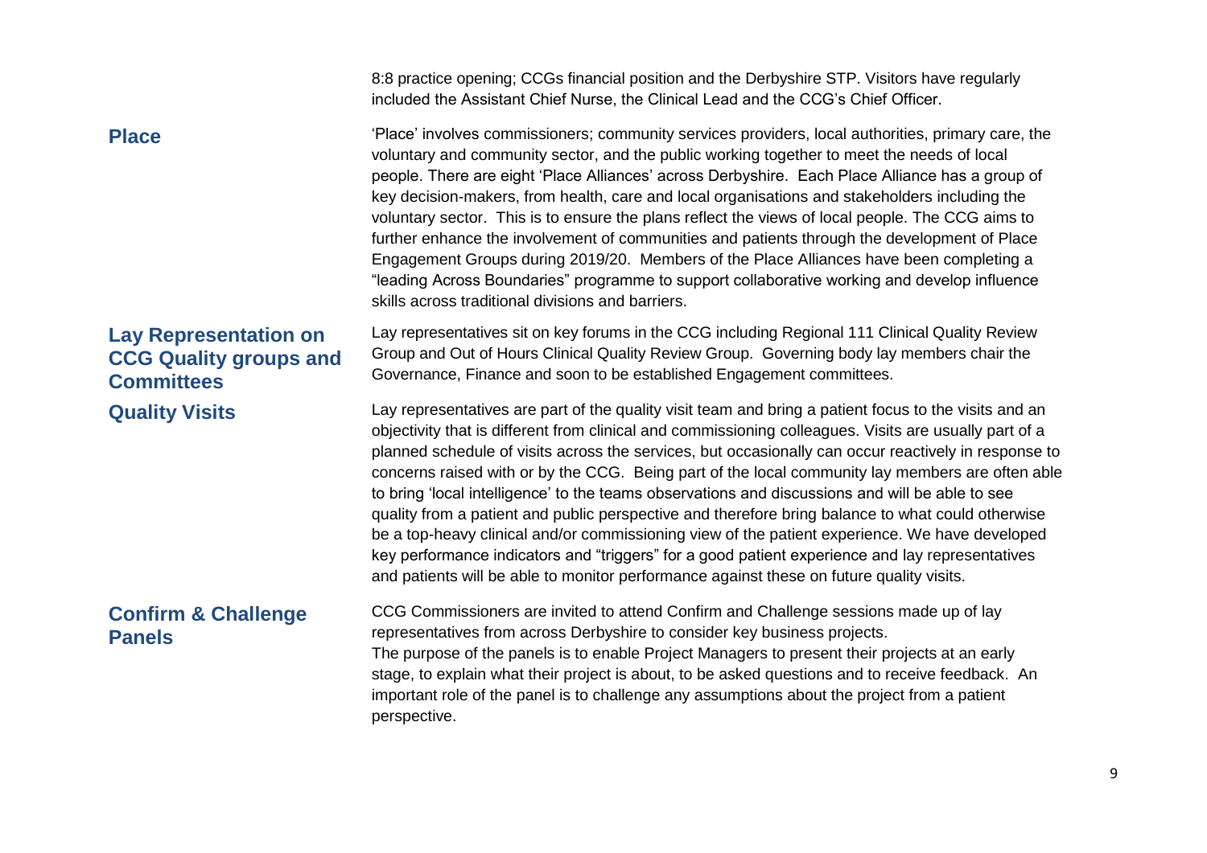8:8 practice opening; CCGs financial position and the Derbyshire STP. Visitors have regularly included the Assistant Chief Nurse, the Clinical Lead and the CCG's Chief Officer.

### Place

'Place' involves commissioners; community services providers, local authorities, primary care, the voluntary and community sector, and the public working together to meet the needs of local people. There are eight 'Place Alliances' across Derbyshire. Each Place Alliance has a group of key decision-makers, from health, care and local organisations and stakeholders including the voluntary sector. This is to ensure the plans reflect the views of local people. The CCG aims to further enhance the involvement of communities and patients through the development of Place Engagement Groups during 2019/20. Members of the Place Alliances have been completing a "leading Across Boundaries" programme to support collaborative working and develop influence skills across traditional divisions and barriers.

### Lay Representation on CCG Quality groups and Committees

Lay representatives sit on key forums in the CCG including Regional 111 Clinical Quality Review Group and Out of Hours Clinical Quality Review Group. Governing body lay members chair the Governance, Finance and soon to be established Engagement committees.

### Quality Visits

Lay representatives are part of the quality visit team and bring a patient focus to the visits and an objectivity that is different from clinical and commissioning colleagues. Visits are usually part of a planned schedule of visits across the services, but occasionally can occur reactively in response to concerns raised with or by the CCG. Being part of the local community lay members are often able to bring 'local intelligence' to the teams observations and discussions and will be able to see quality from a patient and public perspective and therefore bring balance to what could otherwise be a top-heavy clinical and/or commissioning view of the patient experience. We have developed key performance indicators and "triggers" for a good patient experience and lay representatives and patients will be able to monitor performance against these on future quality visits.

### Confirm & Challenge Panels

CCG Commissioners are invited to attend Confirm and Challenge sessions made up of lay representatives from across Derbyshire to consider key business projects.
The purpose of the panels is to enable Project Managers to present their projects at an early stage, to explain what their project is about, to be asked questions and to receive feedback. An important role of the panel is to challenge any assumptions about the project from a patient perspective.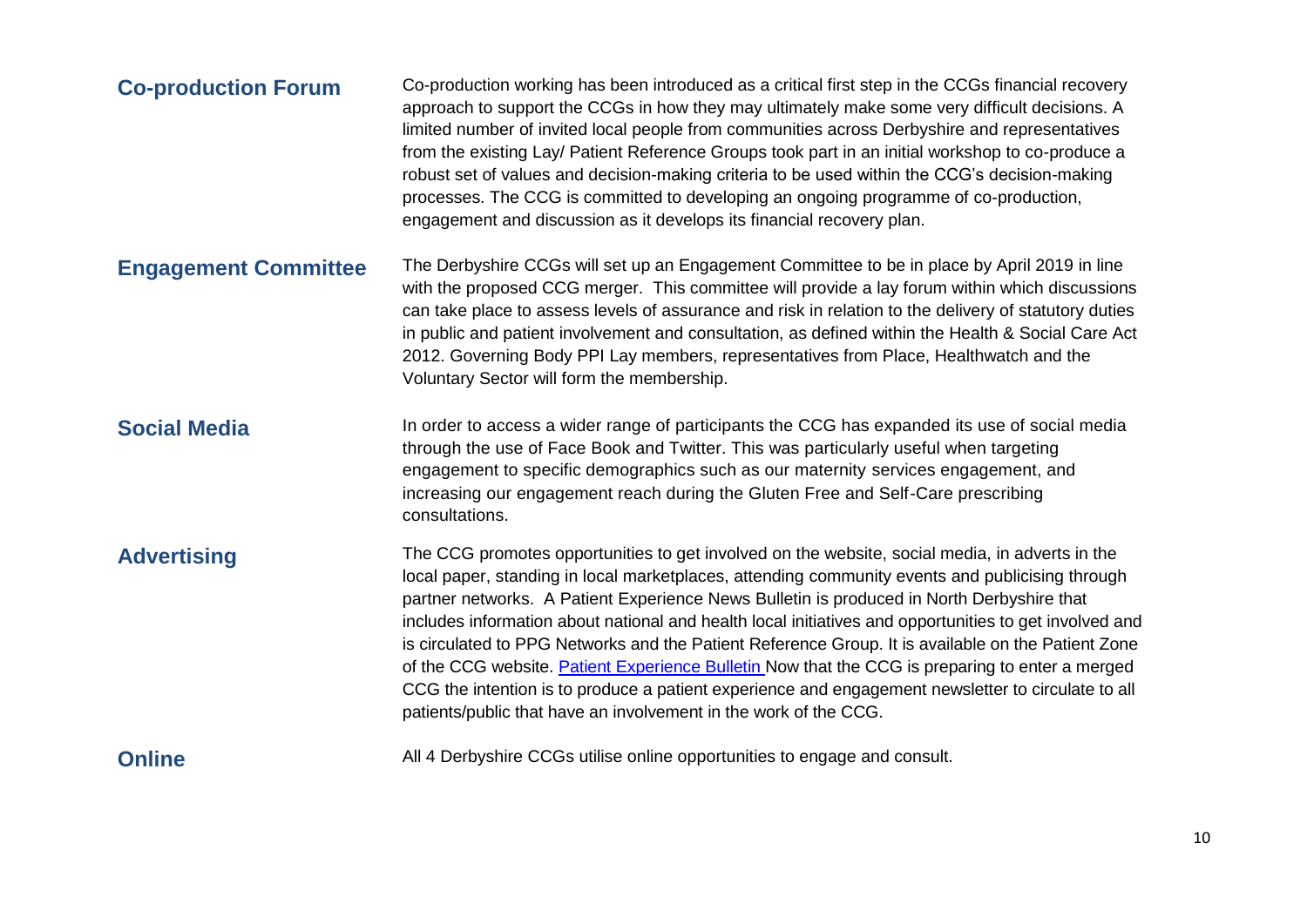**Co-production Forum**

Co-production working has been introduced as a critical first step in the CCGs financial recovery approach to support the CCGs in how they may ultimately make some very difficult decisions. A limited number of invited local people from communities across Derbyshire and representatives from the existing Lay/ Patient Reference Groups took part in an initial workshop to co-produce a robust set of values and decision-making criteria to be used within the CCG's decision-making processes. The CCG is committed to developing an ongoing programme of co-production, engagement and discussion as it develops its financial recovery plan.

**Engagement Committee**

The Derbyshire CCGs will set up an Engagement Committee to be in place by April 2019 in line with the proposed CCG merger. This committee will provide a lay forum within which discussions can take place to assess levels of assurance and risk in relation to the delivery of statutory duties in public and patient involvement and consultation, as defined within the Health & Social Care Act 2012. Governing Body PPI Lay members, representatives from Place, Healthwatch and the Voluntary Sector will form the membership.

**Social Media**

In order to access a wider range of participants the CCG has expanded its use of social media through the use of Face Book and Twitter. This was particularly useful when targeting engagement to specific demographics such as our maternity services engagement, and increasing our engagement reach during the Gluten Free and Self-Care prescribing consultations.

**Advertising**

The CCG promotes opportunities to get involved on the website, social media, in adverts in the local paper, standing in local marketplaces, attending community events and publicising through partner networks. A Patient Experience News Bulletin is produced in North Derbyshire that includes information about national and health local initiatives and opportunities to get involved and is circulated to PPG Networks and the Patient Reference Group. It is available on the Patient Zone of the CCG website. Patient Experience Bulletin Now that the CCG is preparing to enter a merged CCG the intention is to produce a patient experience and engagement newsletter to circulate to all patients/public that have an involvement in the work of the CCG.

**Online**

All 4 Derbyshire CCGs utilise online opportunities to engage and consult.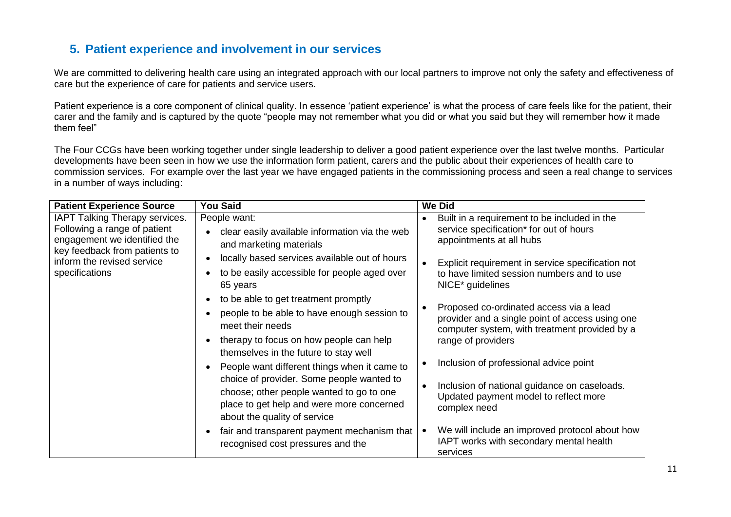## 5. Patient experience and involvement in our services

We are committed to delivering health care using an integrated approach with our local partners to improve not only the safety and effectiveness of care but the experience of care for patients and service users.

Patient experience is a core component of clinical quality. In essence 'patient experience' is what the process of care feels like for the patient, their carer and the family and is captured by the quote "people may not remember what you did or what you said but they will remember how it made them feel"

The Four CCGs have been working together under single leadership to deliver a good patient experience over the last twelve months. Particular developments have been seen in how we use the information form patient, carers and the public about their experiences of health care to commission services. For example over the last year we have engaged patients in the commissioning process and seen a real change to services in a number of ways including:

| Patient Experience Source | You Said | We Did |
|---|---|---|
| IAPT Talking Therapy services. Following a range of patient engagement we identified the key feedback from patients to inform the revised service specifications | People want:<br>• clear easily available information via the web and marketing materials<br>• locally based services available out of hours<br>• to be easily accessible for people aged over 65 years<br>• to be able to get treatment promptly<br>• people to be able to have enough session to meet their needs<br>• therapy to focus on how people can help themselves in the future to stay well<br>• People want different things when it came to choice of provider. Some people wanted to choose; other people wanted to go to one place to get help and were more concerned about the quality of service<br>• fair and transparent payment mechanism that recognised cost pressures and the | • Built in a requirement to be included in the service specification* for out of hours appointments at all hubs<br>• Explicit requirement in service specification not to have limited session numbers and to use NICE* guidelines<br>• Proposed co-ordinated access via a lead provider and a single point of access using one computer system, with treatment provided by a range of providers<br>• Inclusion of professional advice point<br>• Inclusion of national guidance on caseloads. Updated payment model to reflect more complex need<br>• We will include an improved protocol about how IAPT works with secondary mental health services |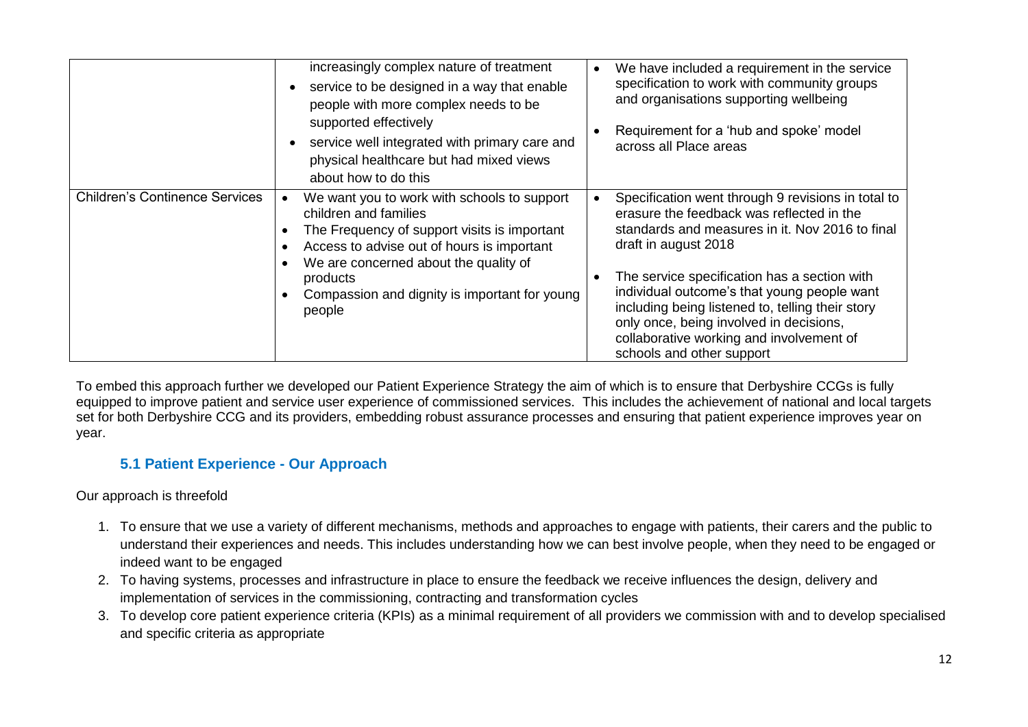| | | |
|---|---|---|
| | increasingly complex nature of treatment<br>• service to be designed in a way that enable people with more complex needs to be supported effectively<br>• service well integrated with primary care and physical healthcare but had mixed views about how to do this | • We have included a requirement in the service specification to work with community groups and organisations supporting wellbeing<br>• Requirement for a 'hub and spoke' model across all Place areas |
| Children's Continence Services | • We want you to work with schools to support children and families<br>• The Frequency of support visits is important<br>• Access to advise out of hours is important<br>• We are concerned about the quality of products<br>• Compassion and dignity is important for young people | • Specification went through 9 revisions in total to erasure the feedback was reflected in the standards and measures in it. Nov 2016 to final draft in august 2018<br>• The service specification has a section with individual outcome's that young people want including being listened to, telling their story only once, being involved in decisions, collaborative working and involvement of schools and other support |

To embed this approach further we developed our Patient Experience Strategy the aim of which is to ensure that Derbyshire CCGs is fully equipped to improve patient and service user experience of commissioned services. This includes the achievement of national and local targets set for both Derbyshire CCG and its providers, embedding robust assurance processes and ensuring that patient experience improves year on year.

### 5.1 Patient Experience - Our Approach

Our approach is threefold

1. To ensure that we use a variety of different mechanisms, methods and approaches to engage with patients, their carers and the public to understand their experiences and needs. This includes understanding how we can best involve people, when they need to be engaged or indeed want to be engaged
2. To having systems, processes and infrastructure in place to ensure the feedback we receive influences the design, delivery and implementation of services in the commissioning, contracting and transformation cycles
3. To develop core patient experience criteria (KPIs) as a minimal requirement of all providers we commission with and to develop specialised and specific criteria as appropriate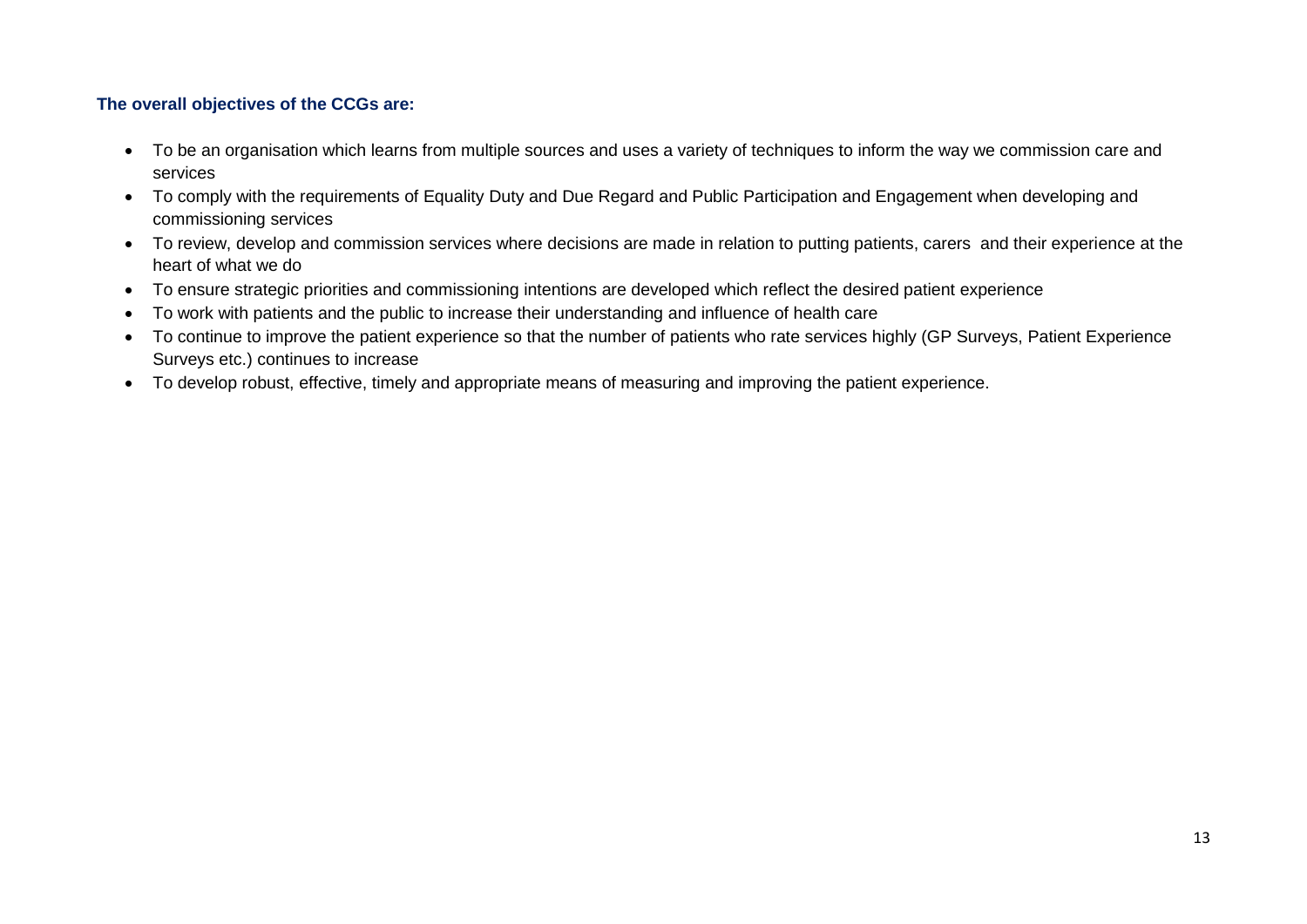**The overall objectives of the CCGs are:**

- To be an organisation which learns from multiple sources and uses a variety of techniques to inform the way we commission care and services
- To comply with the requirements of Equality Duty and Due Regard and Public Participation and Engagement when developing and commissioning services
- To review, develop and commission services where decisions are made in relation to putting patients, carers and their experience at the heart of what we do
- To ensure strategic priorities and commissioning intentions are developed which reflect the desired patient experience
- To work with patients and the public to increase their understanding and influence of health care
- To continue to improve the patient experience so that the number of patients who rate services highly (GP Surveys, Patient Experience Surveys etc.) continues to increase
- To develop robust, effective, timely and appropriate means of measuring and improving the patient experience.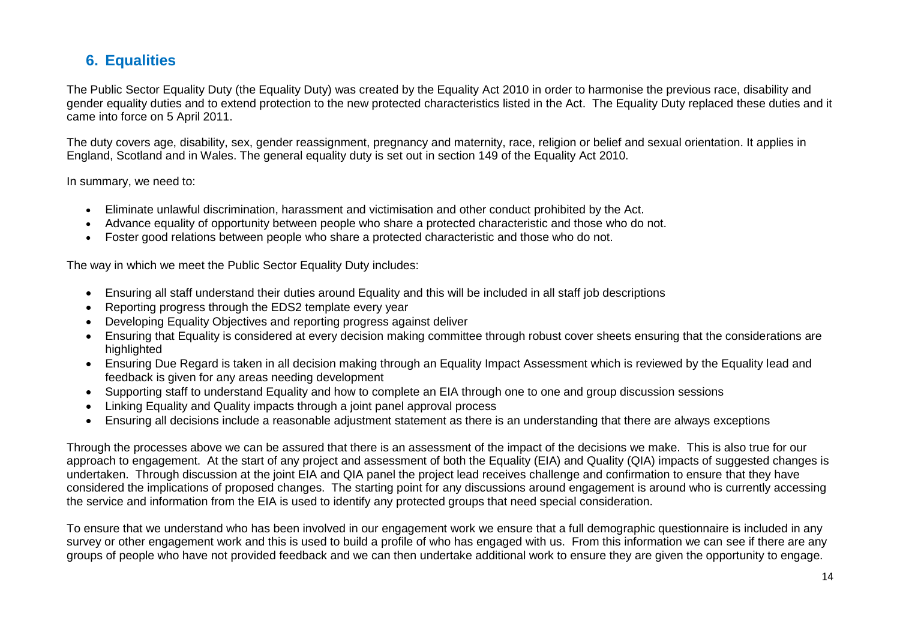## 6. Equalities

The Public Sector Equality Duty (the Equality Duty) was created by the Equality Act 2010 in order to harmonise the previous race, disability and gender equality duties and to extend protection to the new protected characteristics listed in the Act. The Equality Duty replaced these duties and it came into force on 5 April 2011.

The duty covers age, disability, sex, gender reassignment, pregnancy and maternity, race, religion or belief and sexual orientation. It applies in England, Scotland and in Wales. The general equality duty is set out in section 149 of the Equality Act 2010.

In summary, we need to:

- Eliminate unlawful discrimination, harassment and victimisation and other conduct prohibited by the Act.
- Advance equality of opportunity between people who share a protected characteristic and those who do not.
- Foster good relations between people who share a protected characteristic and those who do not.

The way in which we meet the Public Sector Equality Duty includes:

- Ensuring all staff understand their duties around Equality and this will be included in all staff job descriptions
- Reporting progress through the EDS2 template every year
- Developing Equality Objectives and reporting progress against deliver
- Ensuring that Equality is considered at every decision making committee through robust cover sheets ensuring that the considerations are highlighted
- Ensuring Due Regard is taken in all decision making through an Equality Impact Assessment which is reviewed by the Equality lead and feedback is given for any areas needing development
- Supporting staff to understand Equality and how to complete an EIA through one to one and group discussion sessions
- Linking Equality and Quality impacts through a joint panel approval process
- Ensuring all decisions include a reasonable adjustment statement as there is an understanding that there are always exceptions

Through the processes above we can be assured that there is an assessment of the impact of the decisions we make. This is also true for our approach to engagement. At the start of any project and assessment of both the Equality (EIA) and Quality (QIA) impacts of suggested changes is undertaken. Through discussion at the joint EIA and QIA panel the project lead receives challenge and confirmation to ensure that they have considered the implications of proposed changes. The starting point for any discussions around engagement is around who is currently accessing the service and information from the EIA is used to identify any protected groups that need special consideration.

To ensure that we understand who has been involved in our engagement work we ensure that a full demographic questionnaire is included in any survey or other engagement work and this is used to build a profile of who has engaged with us. From this information we can see if there are any groups of people who have not provided feedback and we can then undertake additional work to ensure they are given the opportunity to engage.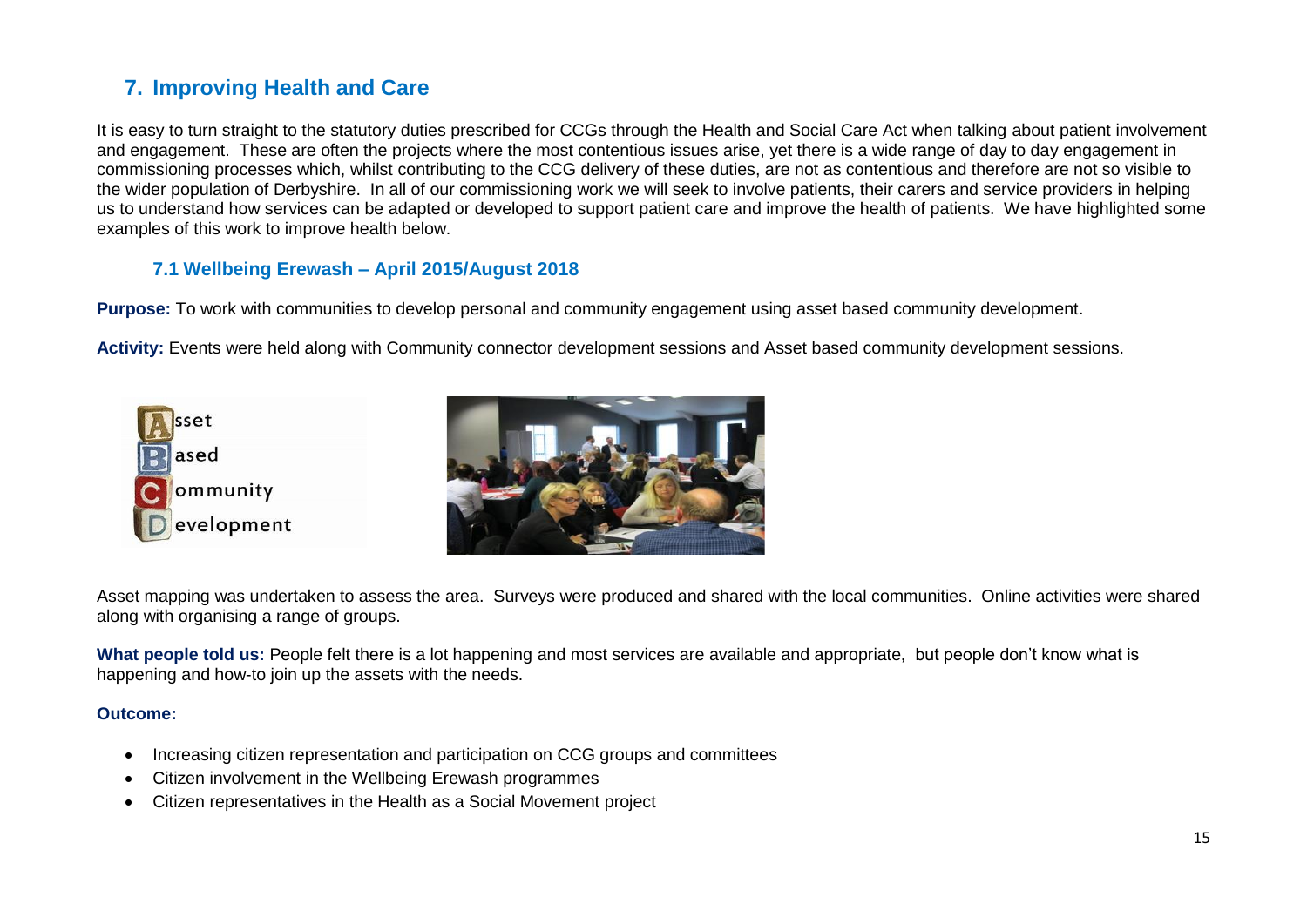## 7. Improving Health and Care

It is easy to turn straight to the statutory duties prescribed for CCGs through the Health and Social Care Act when talking about patient involvement and engagement. These are often the projects where the most contentious issues arise, yet there is a wide range of day to day engagement in commissioning processes which, whilst contributing to the CCG delivery of these duties, are not as contentious and therefore are not so visible to the wider population of Derbyshire. In all of our commissioning work we will seek to involve patients, their carers and service providers in helping us to understand how services can be adapted or developed to support patient care and improve the health of patients. We have highlighted some examples of this work to improve health below.

### 7.1 Wellbeing Erewash – April 2015/August 2018

**Purpose:** To work with communities to develop personal and community engagement using asset based community development.

**Activity:** Events were held along with Community connector development sessions and Asset based community development sessions.

Asset mapping was undertaken to assess the area. Surveys were produced and shared with the local communities. Online activities were shared along with organising a range of groups.

**What people told us:** People felt there is a lot happening and most services are available and appropriate, but people don't know what is happening and how-to join up the assets with the needs.

**Outcome:**

- Increasing citizen representation and participation on CCG groups and committees
- Citizen involvement in the Wellbeing Erewash programmes
- Citizen representatives in the Health as a Social Movement project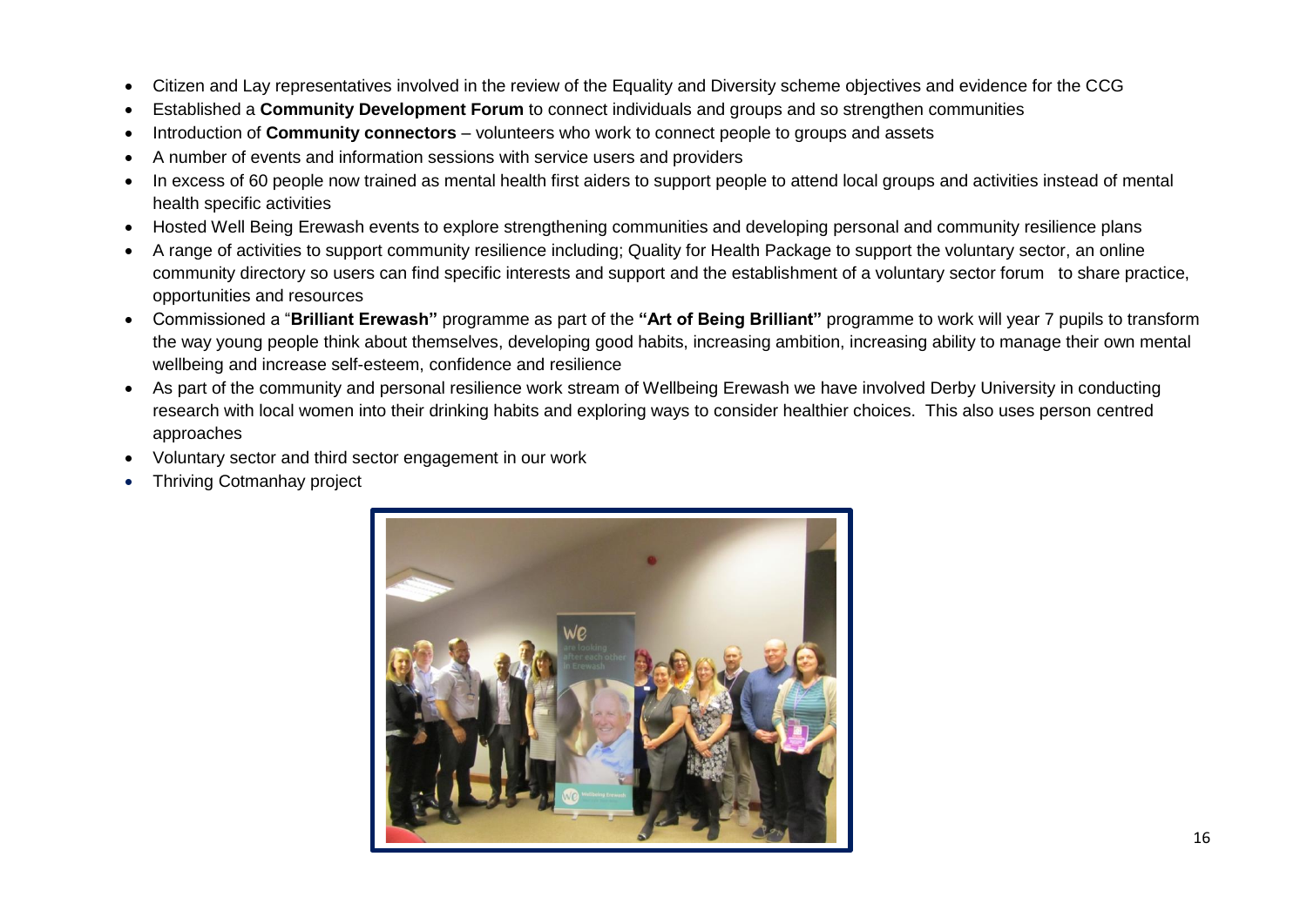- Citizen and Lay representatives involved in the review of the Equality and Diversity scheme objectives and evidence for the CCG
- Established a **Community Development Forum** to connect individuals and groups and so strengthen communities
- Introduction of **Community connectors** – volunteers who work to connect people to groups and assets
- A number of events and information sessions with service users and providers
- In excess of 60 people now trained as mental health first aiders to support people to attend local groups and activities instead of mental health specific activities
- Hosted Well Being Erewash events to explore strengthening communities and developing personal and community resilience plans
- A range of activities to support community resilience including; Quality for Health Package to support the voluntary sector, an online community directory so users can find specific interests and support and the establishment of a voluntary sector forum to share practice, opportunities and resources
- Commissioned a "**Brilliant Erewash"** programme as part of the **"Art of Being Brilliant"** programme to work will year 7 pupils to transform the way young people think about themselves, developing good habits, increasing ambition, increasing ability to manage their own mental wellbeing and increase self-esteem, confidence and resilience
- As part of the community and personal resilience work stream of Wellbeing Erewash we have involved Derby University in conducting research with local women into their drinking habits and exploring ways to consider healthier choices. This also uses person centred approaches
- Voluntary sector and third sector engagement in our work
- Thriving Cotmanhay project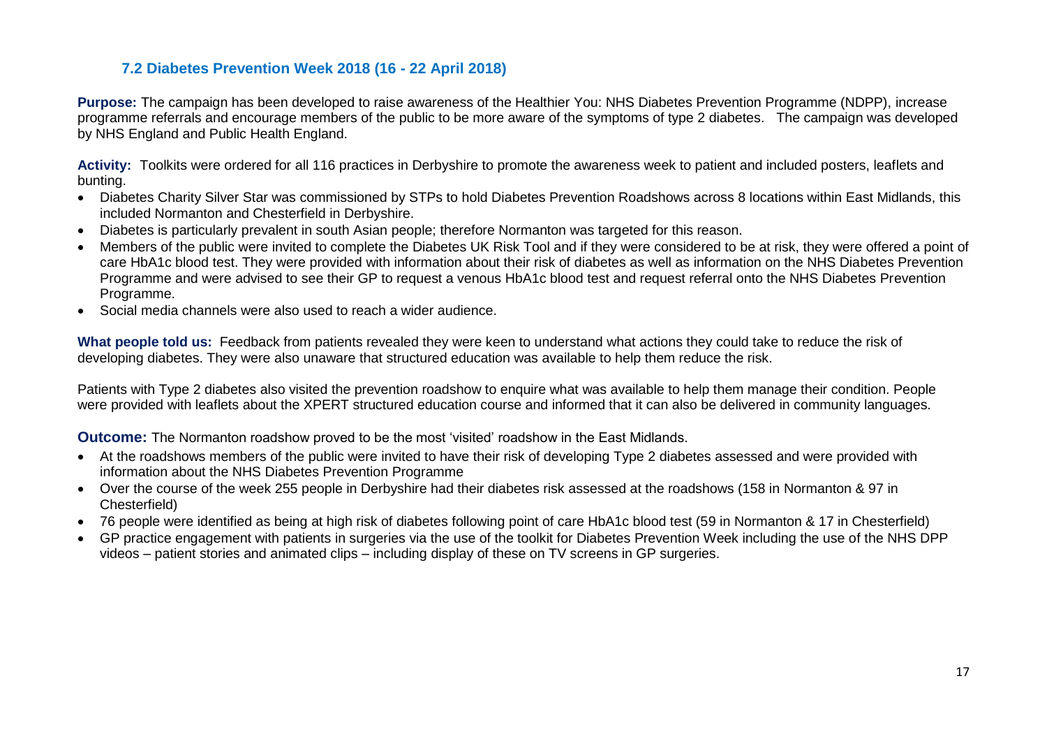### 7.2 Diabetes Prevention Week 2018 (16 - 22 April 2018)

**Purpose:** The campaign has been developed to raise awareness of the Healthier You: NHS Diabetes Prevention Programme (NDPP), increase programme referrals and encourage members of the public to be more aware of the symptoms of type 2 diabetes. The campaign was developed by NHS England and Public Health England.

**Activity:** Toolkits were ordered for all 116 practices in Derbyshire to promote the awareness week to patient and included posters, leaflets and bunting.

- Diabetes Charity Silver Star was commissioned by STPs to hold Diabetes Prevention Roadshows across 8 locations within East Midlands, this included Normanton and Chesterfield in Derbyshire.
- Diabetes is particularly prevalent in south Asian people; therefore Normanton was targeted for this reason.
- Members of the public were invited to complete the Diabetes UK Risk Tool and if they were considered to be at risk, they were offered a point of care HbA1c blood test. They were provided with information about their risk of diabetes as well as information on the NHS Diabetes Prevention Programme and were advised to see their GP to request a venous HbA1c blood test and request referral onto the NHS Diabetes Prevention Programme.
- Social media channels were also used to reach a wider audience.

**What people told us:** Feedback from patients revealed they were keen to understand what actions they could take to reduce the risk of developing diabetes. They were also unaware that structured education was available to help them reduce the risk.

Patients with Type 2 diabetes also visited the prevention roadshow to enquire what was available to help them manage their condition. People were provided with leaflets about the XPERT structured education course and informed that it can also be delivered in community languages.

**Outcome:** The Normanton roadshow proved to be the most 'visited' roadshow in the East Midlands.

- At the roadshows members of the public were invited to have their risk of developing Type 2 diabetes assessed and were provided with information about the NHS Diabetes Prevention Programme
- Over the course of the week 255 people in Derbyshire had their diabetes risk assessed at the roadshows (158 in Normanton & 97 in Chesterfield)
- 76 people were identified as being at high risk of diabetes following point of care HbA1c blood test (59 in Normanton & 17 in Chesterfield)
- GP practice engagement with patients in surgeries via the use of the toolkit for Diabetes Prevention Week including the use of the NHS DPP videos – patient stories and animated clips – including display of these on TV screens in GP surgeries.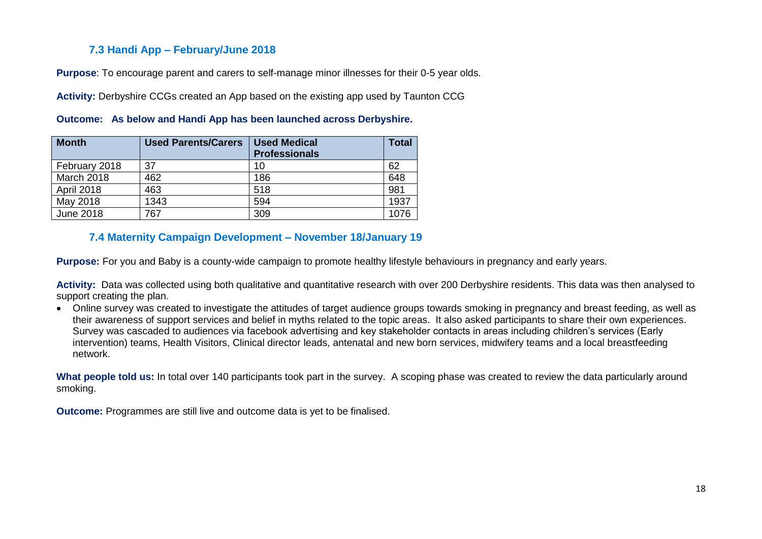### 7.3 Handi App – February/June 2018

**Purpose**: To encourage parent and carers to self-manage minor illnesses for their 0-5 year olds.

**Activity:** Derbyshire CCGs created an App based on the existing app used by Taunton CCG

**Outcome: As below and Handi App has been launched across Derbyshire.**

| Month | Used Parents/Carers | Used Medical Professionals | Total |
|---|---|---|---|
| February 2018 | 37 | 10 | 62 |
| March 2018 | 462 | 186 | 648 |
| April 2018 | 463 | 518 | 981 |
| May 2018 | 1343 | 594 | 1937 |
| June 2018 | 767 | 309 | 1076 |

### 7.4 Maternity Campaign Development – November 18/January 19

**Purpose:** For you and Baby is a county-wide campaign to promote healthy lifestyle behaviours in pregnancy and early years.

**Activity:** Data was collected using both qualitative and quantitative research with over 200 Derbyshire residents. This data was then analysed to support creating the plan.

- Online survey was created to investigate the attitudes of target audience groups towards smoking in pregnancy and breast feeding, as well as their awareness of support services and belief in myths related to the topic areas. It also asked participants to share their own experiences. Survey was cascaded to audiences via facebook advertising and key stakeholder contacts in areas including children's services (Early intervention) teams, Health Visitors, Clinical director leads, antenatal and new born services, midwifery teams and a local breastfeeding network.

**What people told us:** In total over 140 participants took part in the survey. A scoping phase was created to review the data particularly around smoking.

**Outcome:** Programmes are still live and outcome data is yet to be finalised.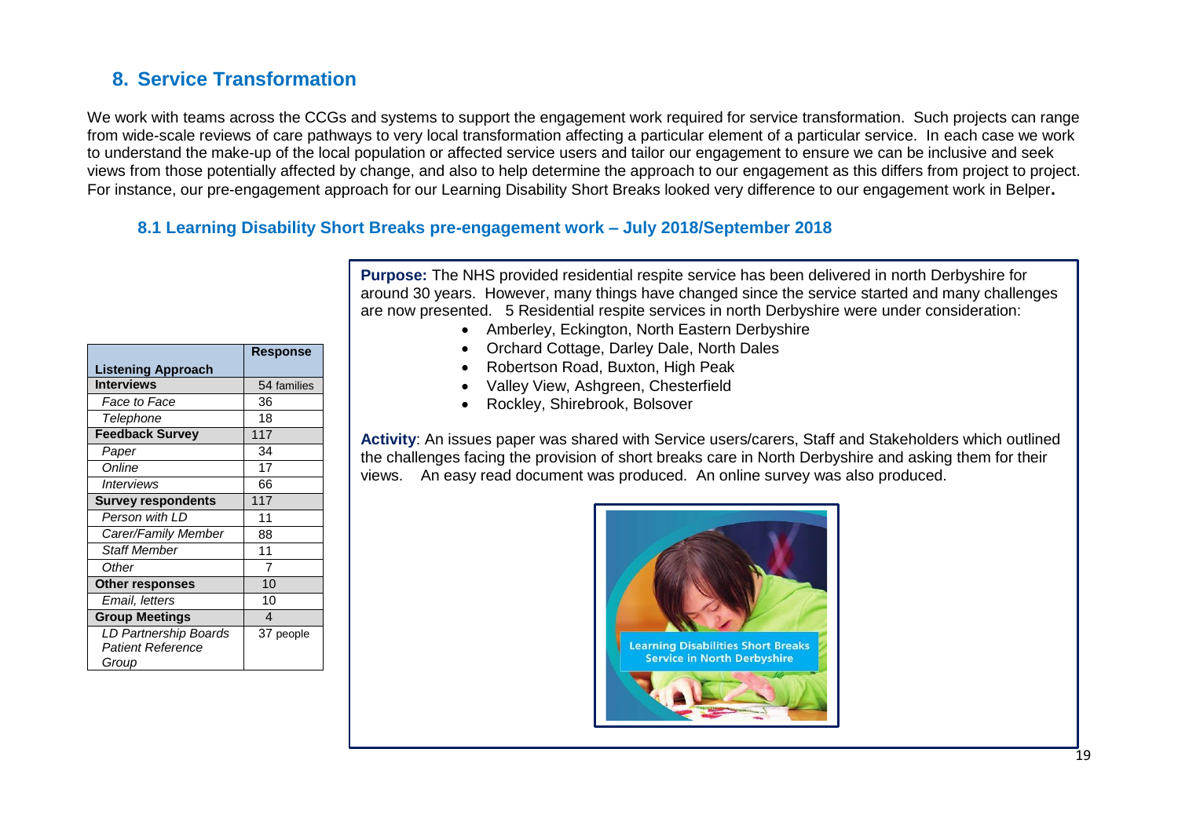## 8. Service Transformation

We work with teams across the CCGs and systems to support the engagement work required for service transformation. Such projects can range from wide-scale reviews of care pathways to very local transformation affecting a particular element of a particular service. In each case we work to understand the make-up of the local population or affected service users and tailor our engagement to ensure we can be inclusive and seek views from those potentially affected by change, and also to help determine the approach to our engagement as this differs from project to project. For instance, our pre-engagement approach for our Learning Disability Short Breaks looked very difference to our engagement work in Belper**.**

### 8.1 Learning Disability Short Breaks pre-engagement work – July 2018/September 2018

| Listening Approach | Response |
|---|---|
| **Interviews** | 54 families |
| *Face to Face* | 36 |
| *Telephone* | 18 |
| **Feedback Survey** | 117 |
| *Paper* | 34 |
| *Online* | 17 |
| *Interviews* | 66 |
| **Survey respondents** | 117 |
| *Person with LD* | 11 |
| *Carer/Family Member* | 88 |
| *Staff Member* | 11 |
| *Other* | 7 |
| **Other responses** | 10 |
| *Email, letters* | 10 |
| **Group Meetings** | 4 |
| *LD Partnership Boards Patient Reference Group* | 37 people |

**Purpose:** The NHS provided residential respite service has been delivered in north Derbyshire for around 30 years. However, many things have changed since the service started and many challenges are now presented. 5 Residential respite services in north Derbyshire were under consideration:

- Amberley, Eckington, North Eastern Derbyshire
- Orchard Cottage, Darley Dale, North Dales
- Robertson Road, Buxton, High Peak
- Valley View, Ashgreen, Chesterfield
- Rockley, Shirebrook, Bolsover

**Activity**: An issues paper was shared with Service users/carers, Staff and Stakeholders which outlined the challenges facing the provision of short breaks care in North Derbyshire and asking them for their views. An easy read document was produced. An online survey was also produced.

Learning Disabilities Short Breaks Service in North Derbyshire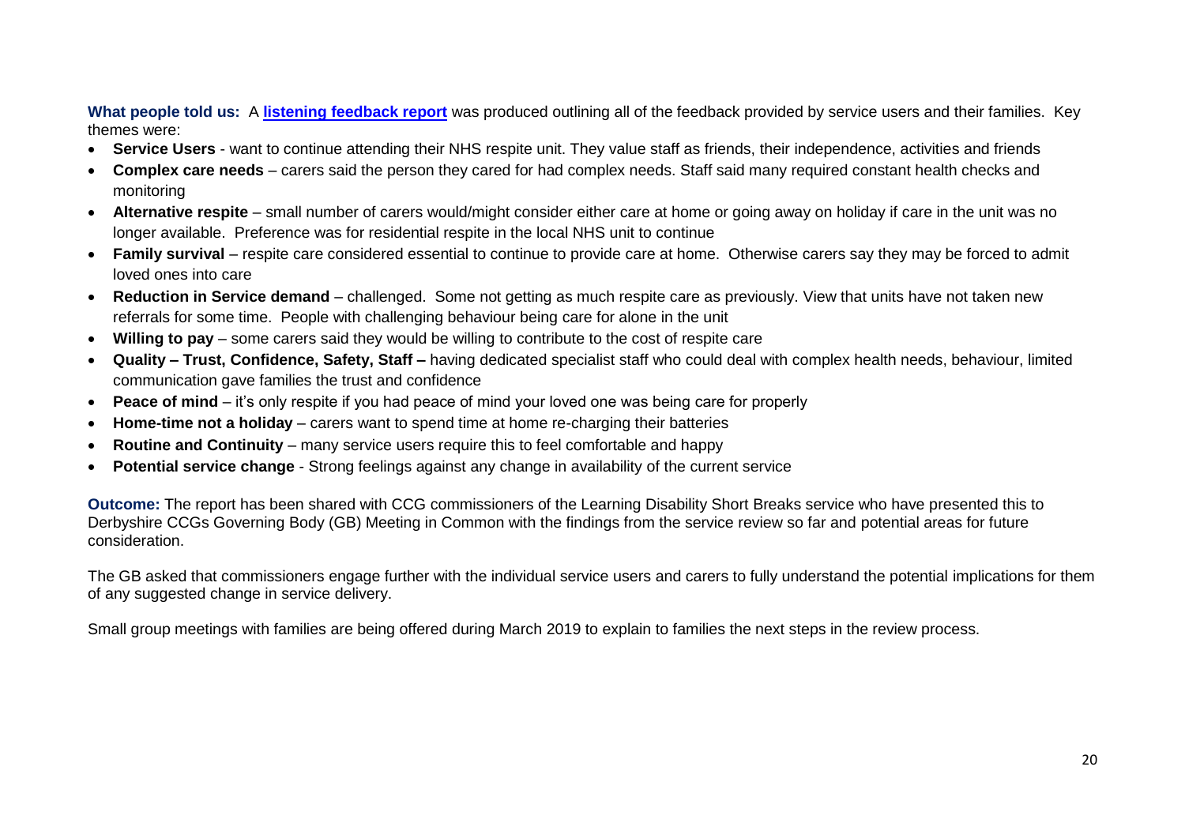**What people told us:** A **listening feedback report** was produced outlining all of the feedback provided by service users and their families. Key themes were:

- **Service Users** - want to continue attending their NHS respite unit. They value staff as friends, their independence, activities and friends
- **Complex care needs** – carers said the person they cared for had complex needs. Staff said many required constant health checks and monitoring
- **Alternative respite** – small number of carers would/might consider either care at home or going away on holiday if care in the unit was no longer available. Preference was for residential respite in the local NHS unit to continue
- **Family survival** – respite care considered essential to continue to provide care at home. Otherwise carers say they may be forced to admit loved ones into care
- **Reduction in Service demand** – challenged. Some not getting as much respite care as previously. View that units have not taken new referrals for some time. People with challenging behaviour being care for alone in the unit
- **Willing to pay** – some carers said they would be willing to contribute to the cost of respite care
- **Quality – Trust, Confidence, Safety, Staff –** having dedicated specialist staff who could deal with complex health needs, behaviour, limited communication gave families the trust and confidence
- **Peace of mind** – it's only respite if you had peace of mind your loved one was being care for properly
- **Home-time not a holiday** – carers want to spend time at home re-charging their batteries
- **Routine and Continuity** – many service users require this to feel comfortable and happy
- **Potential service change** - Strong feelings against any change in availability of the current service

**Outcome:** The report has been shared with CCG commissioners of the Learning Disability Short Breaks service who have presented this to Derbyshire CCGs Governing Body (GB) Meeting in Common with the findings from the service review so far and potential areas for future consideration.

The GB asked that commissioners engage further with the individual service users and carers to fully understand the potential implications for them of any suggested change in service delivery.

Small group meetings with families are being offered during March 2019 to explain to families the next steps in the review process.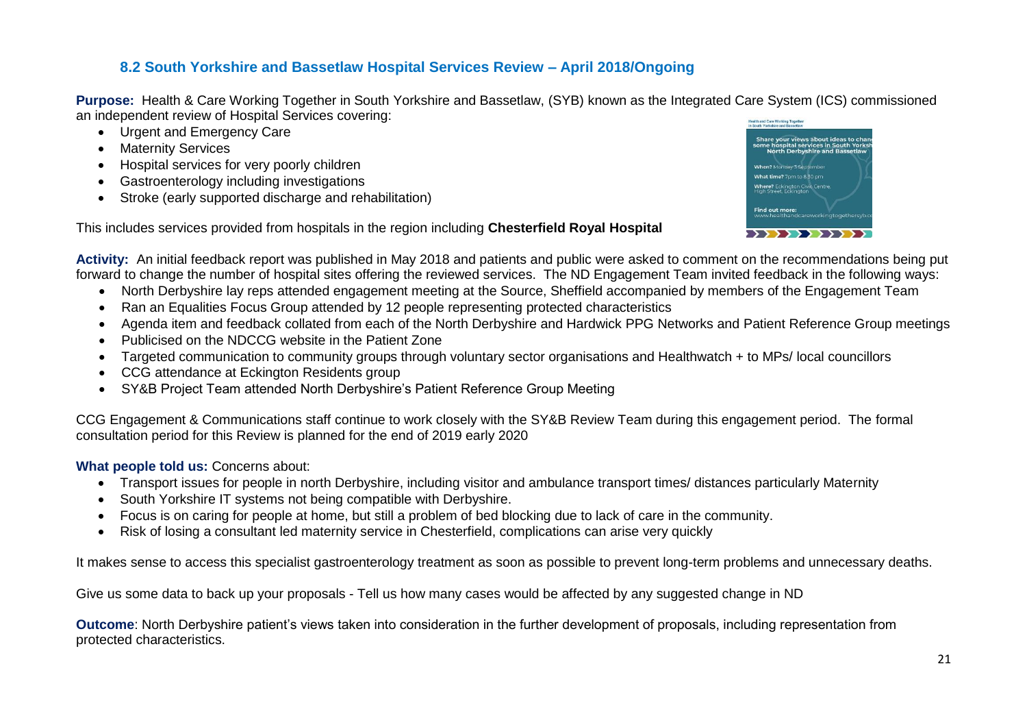### 8.2 South Yorkshire and Bassetlaw Hospital Services Review – April 2018/Ongoing

**Purpose:** Health & Care Working Together in South Yorkshire and Bassetlaw, (SYB) known as the Integrated Care System (ICS) commissioned an independent review of Hospital Services covering:

- Urgent and Emergency Care
- Maternity Services
- Hospital services for very poorly children
- Gastroenterology including investigations
- Stroke (early supported discharge and rehabilitation)

This includes services provided from hospitals in the region including **Chesterfield Royal Hospital**

**Activity:** An initial feedback report was published in May 2018 and patients and public were asked to comment on the recommendations being put forward to change the number of hospital sites offering the reviewed services. The ND Engagement Team invited feedback in the following ways:

- North Derbyshire lay reps attended engagement meeting at the Source, Sheffield accompanied by members of the Engagement Team
- Ran an Equalities Focus Group attended by 12 people representing protected characteristics
- Agenda item and feedback collated from each of the North Derbyshire and Hardwick PPG Networks and Patient Reference Group meetings
- Publicised on the NDCCG website in the Patient Zone
- Targeted communication to community groups through voluntary sector organisations and Healthwatch + to MPs/ local councillors
- CCG attendance at Eckington Residents group
- SY&B Project Team attended North Derbyshire's Patient Reference Group Meeting

CCG Engagement & Communications staff continue to work closely with the SY&B Review Team during this engagement period. The formal consultation period for this Review is planned for the end of 2019 early 2020

**What people told us:** Concerns about:

- Transport issues for people in north Derbyshire, including visitor and ambulance transport times/ distances particularly Maternity
- South Yorkshire IT systems not being compatible with Derbyshire.
- Focus is on caring for people at home, but still a problem of bed blocking due to lack of care in the community.
- Risk of losing a consultant led maternity service in Chesterfield, complications can arise very quickly

It makes sense to access this specialist gastroenterology treatment as soon as possible to prevent long-term problems and unnecessary deaths.

Give us some data to back up your proposals - Tell us how many cases would be affected by any suggested change in ND

**Outcome**: North Derbyshire patient's views taken into consideration in the further development of proposals, including representation from protected characteristics.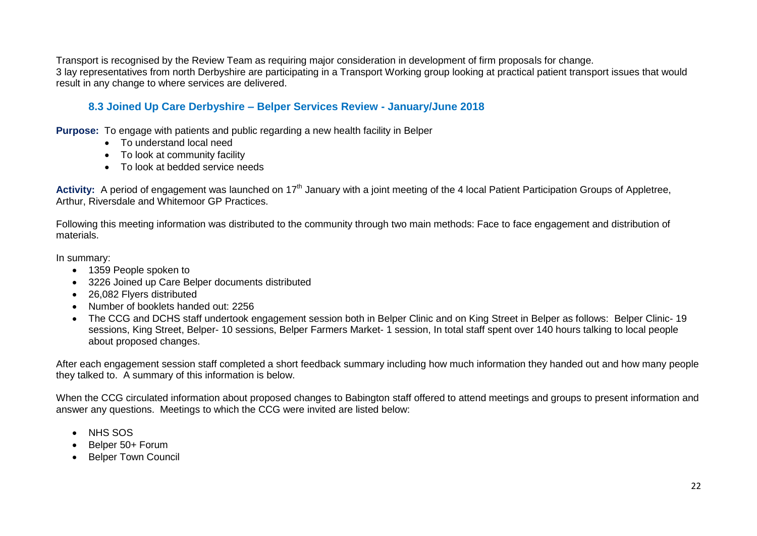Transport is recognised by the Review Team as requiring major consideration in development of firm proposals for change.
3 lay representatives from north Derbyshire are participating in a Transport Working group looking at practical patient transport issues that would result in any change to where services are delivered.

### 8.3 Joined Up Care Derbyshire – Belper Services Review - January/June 2018

**Purpose:** To engage with patients and public regarding a new health facility in Belper

- To understand local need
- To look at community facility
- To look at bedded service needs

**Activity:** A period of engagement was launched on 17th January with a joint meeting of the 4 local Patient Participation Groups of Appletree, Arthur, Riversdale and Whitemoor GP Practices.

Following this meeting information was distributed to the community through two main methods: Face to face engagement and distribution of materials.

In summary:

- 1359 People spoken to
- 3226 Joined up Care Belper documents distributed
- 26,082 Flyers distributed
- Number of booklets handed out: 2256
- The CCG and DCHS staff undertook engagement session both in Belper Clinic and on King Street in Belper as follows: Belper Clinic- 19 sessions, King Street, Belper- 10 sessions, Belper Farmers Market- 1 session, In total staff spent over 140 hours talking to local people about proposed changes.

After each engagement session staff completed a short feedback summary including how much information they handed out and how many people they talked to. A summary of this information is below.

When the CCG circulated information about proposed changes to Babington staff offered to attend meetings and groups to present information and answer any questions. Meetings to which the CCG were invited are listed below:

- NHS SOS
- Belper 50+ Forum
- Belper Town Council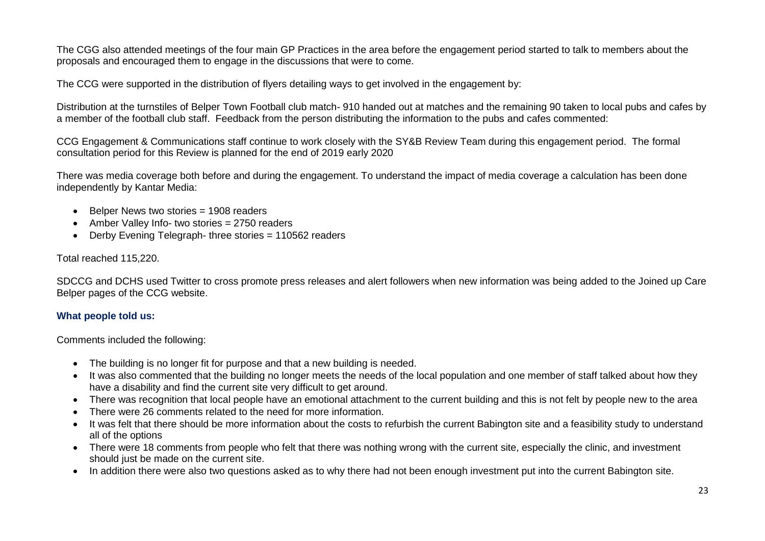The CGG also attended meetings of the four main GP Practices in the area before the engagement period started to talk to members about the proposals and encouraged them to engage in the discussions that were to come.

The CCG were supported in the distribution of flyers detailing ways to get involved in the engagement by:

Distribution at the turnstiles of Belper Town Football club match- 910 handed out at matches and the remaining 90 taken to local pubs and cafes by a member of the football club staff. Feedback from the person distributing the information to the pubs and cafes commented:

CCG Engagement & Communications staff continue to work closely with the SY&B Review Team during this engagement period. The formal consultation period for this Review is planned for the end of 2019 early 2020

There was media coverage both before and during the engagement. To understand the impact of media coverage a calculation has been done independently by Kantar Media:

- Belper News two stories = 1908 readers
- Amber Valley Info- two stories = 2750 readers
- Derby Evening Telegraph- three stories = 110562 readers

Total reached 115,220.

SDCCG and DCHS used Twitter to cross promote press releases and alert followers when new information was being added to the Joined up Care Belper pages of the CCG website.

### What people told us:

Comments included the following:

- The building is no longer fit for purpose and that a new building is needed.
- It was also commented that the building no longer meets the needs of the local population and one member of staff talked about how they have a disability and find the current site very difficult to get around.
- There was recognition that local people have an emotional attachment to the current building and this is not felt by people new to the area
- There were 26 comments related to the need for more information.
- It was felt that there should be more information about the costs to refurbish the current Babington site and a feasibility study to understand all of the options
- There were 18 comments from people who felt that there was nothing wrong with the current site, especially the clinic, and investment should just be made on the current site.
- In addition there were also two questions asked as to why there had not been enough investment put into the current Babington site.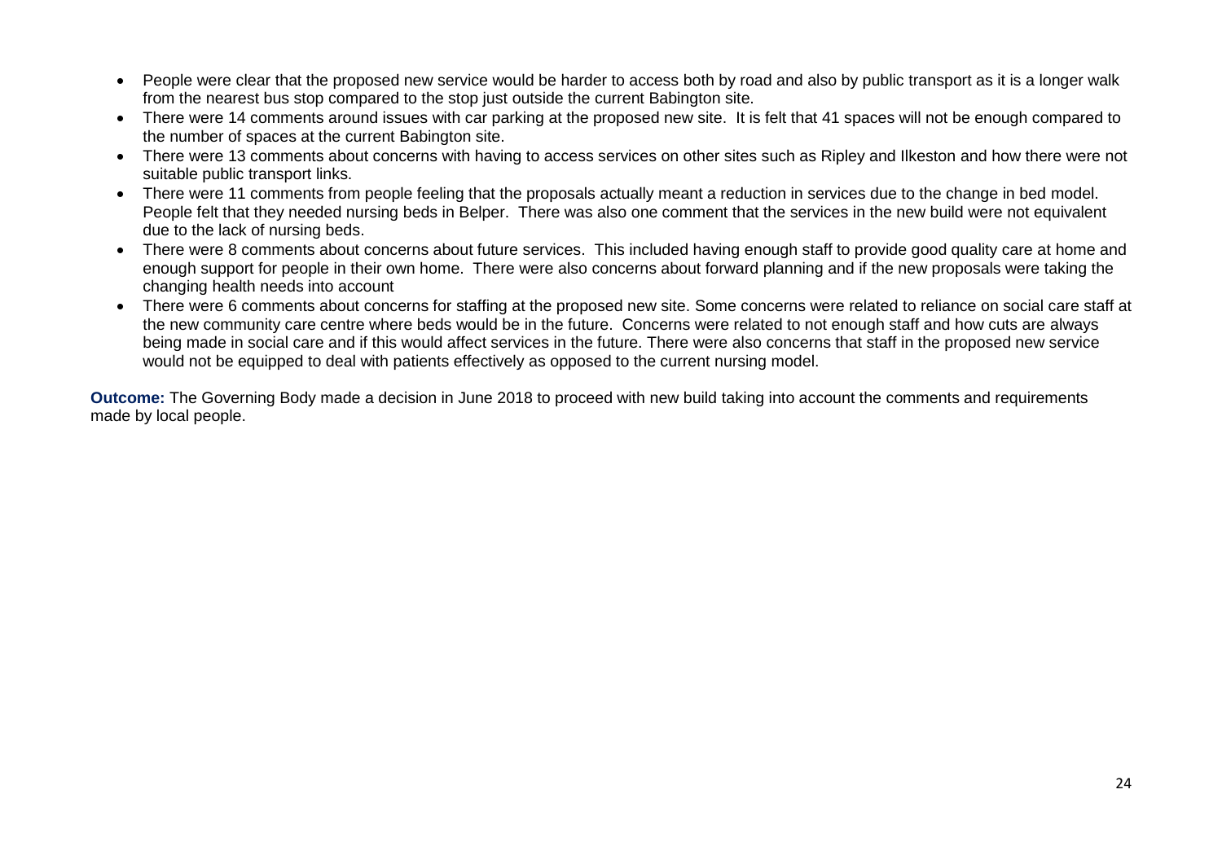- People were clear that the proposed new service would be harder to access both by road and also by public transport as it is a longer walk from the nearest bus stop compared to the stop just outside the current Babington site.
- There were 14 comments around issues with car parking at the proposed new site. It is felt that 41 spaces will not be enough compared to the number of spaces at the current Babington site.
- There were 13 comments about concerns with having to access services on other sites such as Ripley and Ilkeston and how there were not suitable public transport links.
- There were 11 comments from people feeling that the proposals actually meant a reduction in services due to the change in bed model. People felt that they needed nursing beds in Belper. There was also one comment that the services in the new build were not equivalent due to the lack of nursing beds.
- There were 8 comments about concerns about future services. This included having enough staff to provide good quality care at home and enough support for people in their own home. There were also concerns about forward planning and if the new proposals were taking the changing health needs into account
- There were 6 comments about concerns for staffing at the proposed new site. Some concerns were related to reliance on social care staff at the new community care centre where beds would be in the future. Concerns were related to not enough staff and how cuts are always being made in social care and if this would affect services in the future. There were also concerns that staff in the proposed new service would not be equipped to deal with patients effectively as opposed to the current nursing model.

**Outcome:** The Governing Body made a decision in June 2018 to proceed with new build taking into account the comments and requirements made by local people.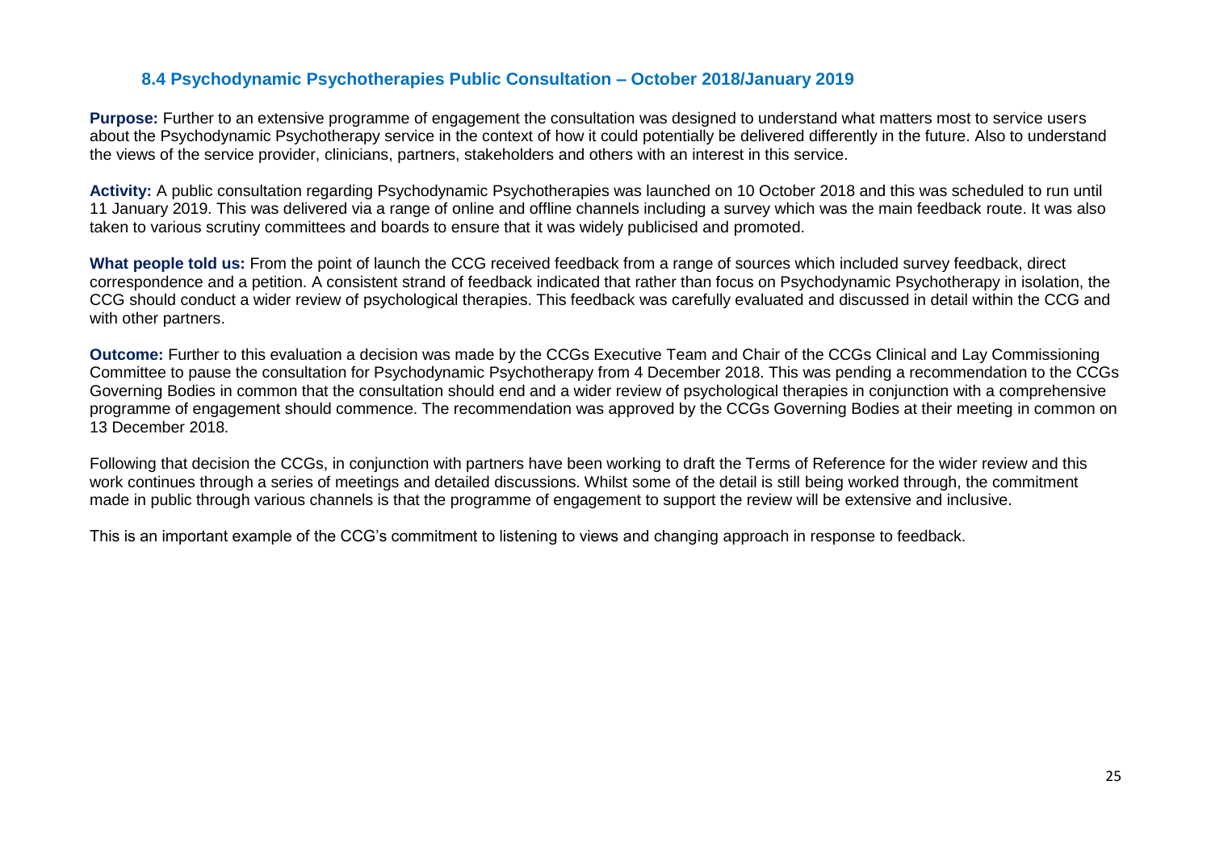### 8.4 Psychodynamic Psychotherapies Public Consultation – October 2018/January 2019

**Purpose:** Further to an extensive programme of engagement the consultation was designed to understand what matters most to service users about the Psychodynamic Psychotherapy service in the context of how it could potentially be delivered differently in the future. Also to understand the views of the service provider, clinicians, partners, stakeholders and others with an interest in this service.

**Activity:** A public consultation regarding Psychodynamic Psychotherapies was launched on 10 October 2018 and this was scheduled to run until 11 January 2019. This was delivered via a range of online and offline channels including a survey which was the main feedback route. It was also taken to various scrutiny committees and boards to ensure that it was widely publicised and promoted.

**What people told us:** From the point of launch the CCG received feedback from a range of sources which included survey feedback, direct correspondence and a petition. A consistent strand of feedback indicated that rather than focus on Psychodynamic Psychotherapy in isolation, the CCG should conduct a wider review of psychological therapies. This feedback was carefully evaluated and discussed in detail within the CCG and with other partners.

**Outcome:** Further to this evaluation a decision was made by the CCGs Executive Team and Chair of the CCGs Clinical and Lay Commissioning Committee to pause the consultation for Psychodynamic Psychotherapy from 4 December 2018. This was pending a recommendation to the CCGs Governing Bodies in common that the consultation should end and a wider review of psychological therapies in conjunction with a comprehensive programme of engagement should commence. The recommendation was approved by the CCGs Governing Bodies at their meeting in common on 13 December 2018.

Following that decision the CCGs, in conjunction with partners have been working to draft the Terms of Reference for the wider review and this work continues through a series of meetings and detailed discussions. Whilst some of the detail is still being worked through, the commitment made in public through various channels is that the programme of engagement to support the review will be extensive and inclusive.

This is an important example of the CCG's commitment to listening to views and changing approach in response to feedback.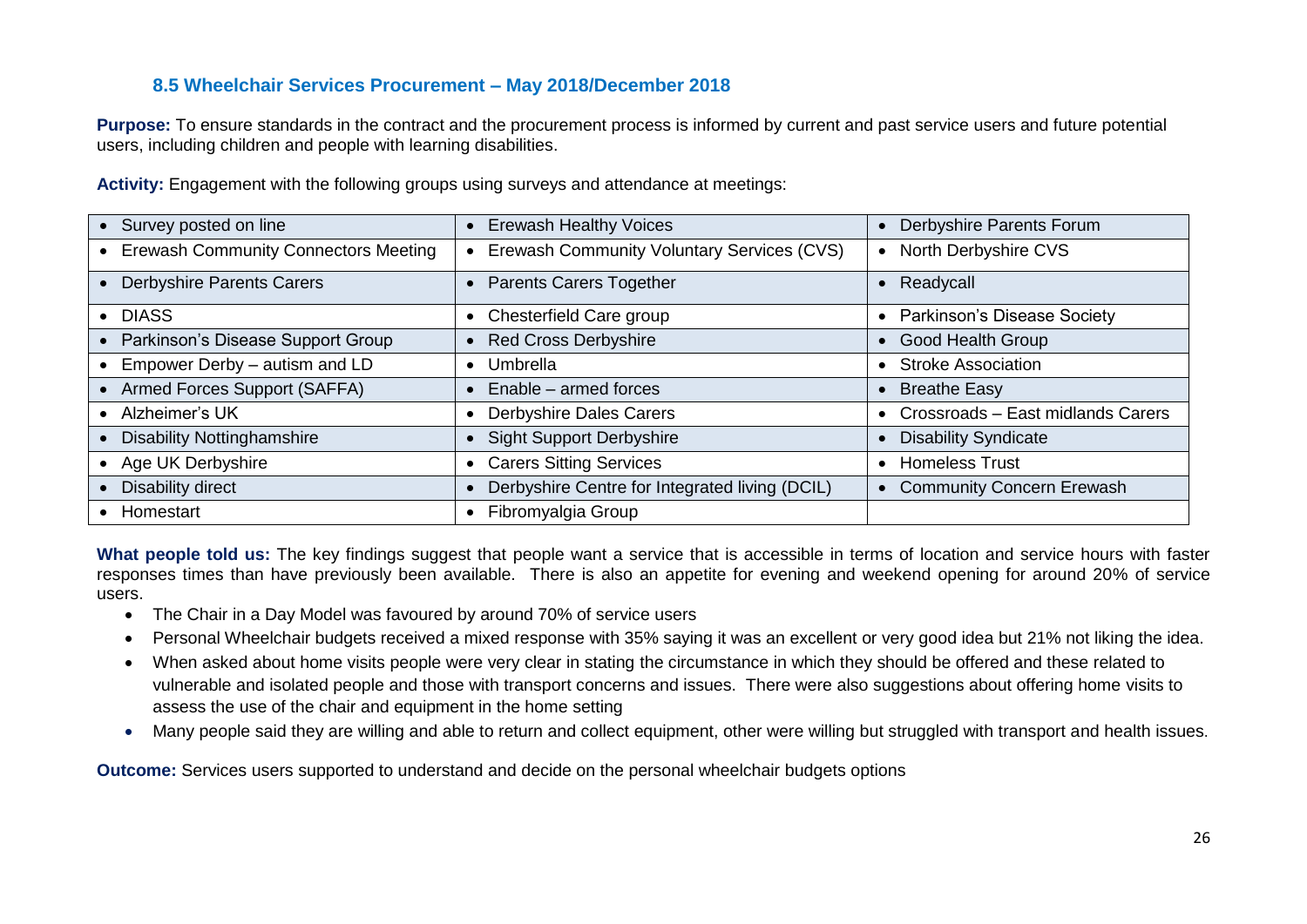### 8.5 Wheelchair Services Procurement – May 2018/December 2018

**Purpose:** To ensure standards in the contract and the procurement process is informed by current and past service users and future potential users, including children and people with learning disabilities.

**Activity:** Engagement with the following groups using surveys and attendance at meetings:

| | | |
|---|---|---|
| • Survey posted on line | • Erewash Healthy Voices | • Derbyshire Parents Forum |
| • Erewash Community Connectors Meeting | • Erewash Community Voluntary Services (CVS) | • North Derbyshire CVS |
| • Derbyshire Parents Carers | • Parents Carers Together | • Readycall |
| • DIASS | • Chesterfield Care group | • Parkinson's Disease Society |
| • Parkinson's Disease Support Group | • Red Cross Derbyshire | • Good Health Group |
| • Empower Derby – autism and LD | • Umbrella | • Stroke Association |
| • Armed Forces Support (SAFFA) | • Enable – armed forces | • Breathe Easy |
| • Alzheimer's UK | • Derbyshire Dales Carers | • Crossroads – East midlands Carers |
| • Disability Nottinghamshire | • Sight Support Derbyshire | • Disability Syndicate |
| • Age UK Derbyshire | • Carers Sitting Services | • Homeless Trust |
| • Disability direct | • Derbyshire Centre for Integrated living (DCIL) | • Community Concern Erewash |
| • Homestart | • Fibromyalgia Group | |

**What people told us:** The key findings suggest that people want a service that is accessible in terms of location and service hours with faster responses times than have previously been available. There is also an appetite for evening and weekend opening for around 20% of service users.

- The Chair in a Day Model was favoured by around 70% of service users
- Personal Wheelchair budgets received a mixed response with 35% saying it was an excellent or very good idea but 21% not liking the idea.
- When asked about home visits people were very clear in stating the circumstance in which they should be offered and these related to vulnerable and isolated people and those with transport concerns and issues. There were also suggestions about offering home visits to assess the use of the chair and equipment in the home setting
- Many people said they are willing and able to return and collect equipment, other were willing but struggled with transport and health issues.

**Outcome:** Services users supported to understand and decide on the personal wheelchair budgets options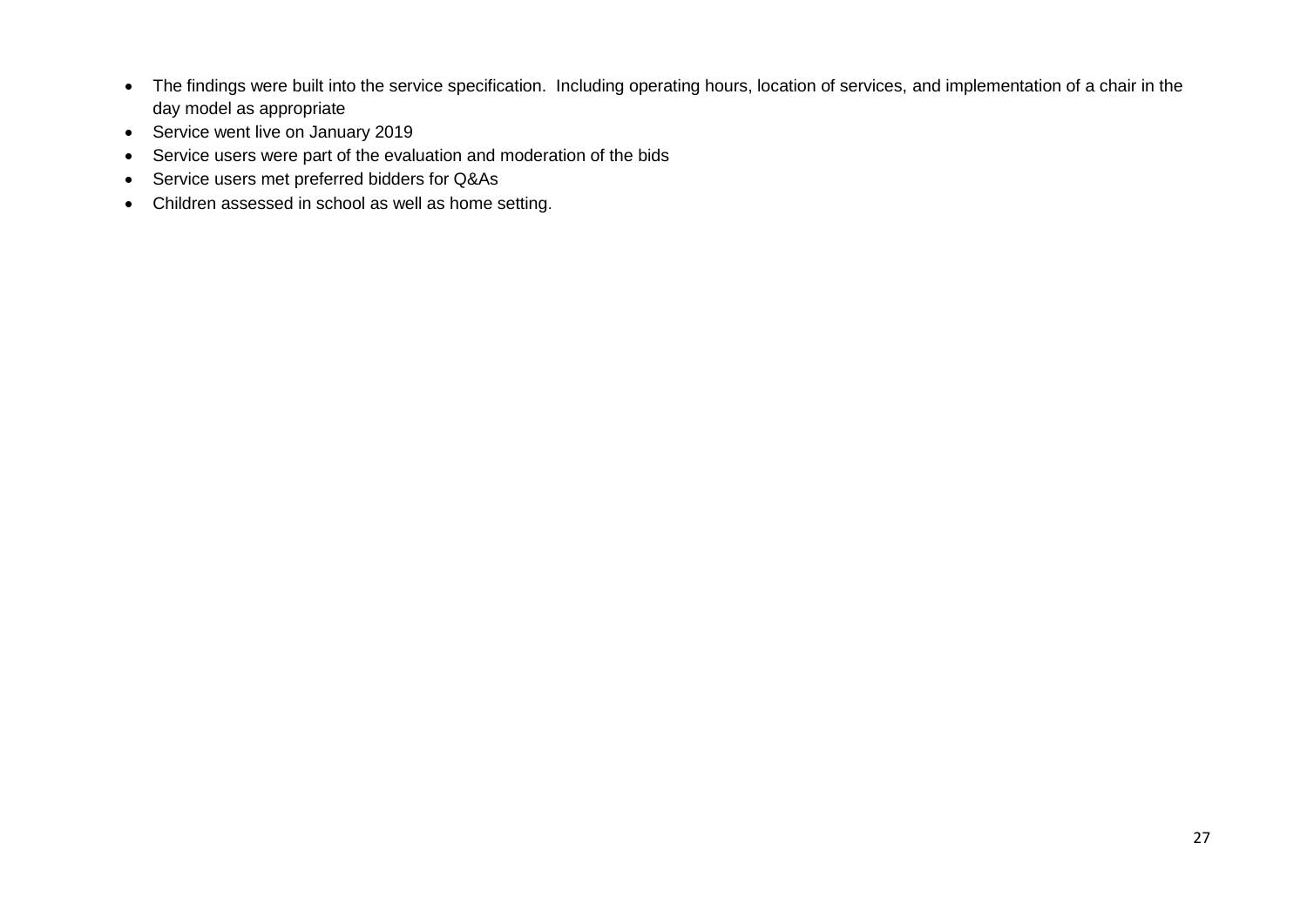- The findings were built into the service specification. Including operating hours, location of services, and implementation of a chair in the day model as appropriate
- Service went live on January 2019
- Service users were part of the evaluation and moderation of the bids
- Service users met preferred bidders for Q&As
- Children assessed in school as well as home setting.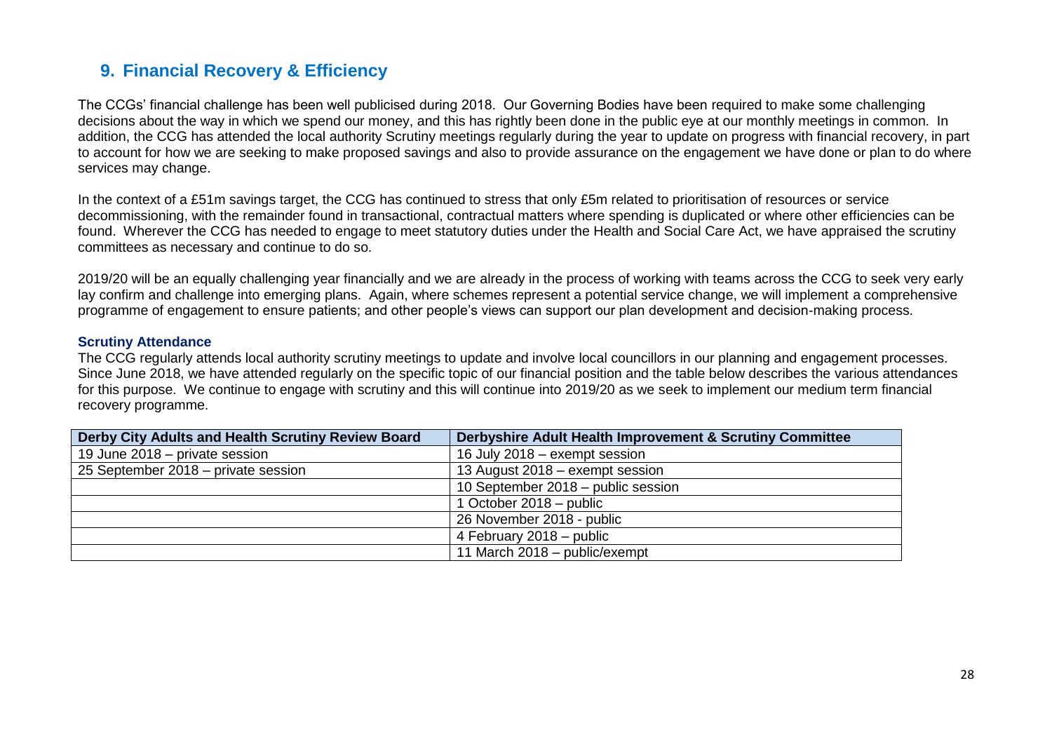## 9. Financial Recovery & Efficiency

The CCGs' financial challenge has been well publicised during 2018. Our Governing Bodies have been required to make some challenging decisions about the way in which we spend our money, and this has rightly been done in the public eye at our monthly meetings in common. In addition, the CCG has attended the local authority Scrutiny meetings regularly during the year to update on progress with financial recovery, in part to account for how we are seeking to make proposed savings and also to provide assurance on the engagement we have done or plan to do where services may change.

In the context of a £51m savings target, the CCG has continued to stress that only £5m related to prioritisation of resources or service decommissioning, with the remainder found in transactional, contractual matters where spending is duplicated or where other efficiencies can be found. Wherever the CCG has needed to engage to meet statutory duties under the Health and Social Care Act, we have appraised the scrutiny committees as necessary and continue to do so.

2019/20 will be an equally challenging year financially and we are already in the process of working with teams across the CCG to seek very early lay confirm and challenge into emerging plans. Again, where schemes represent a potential service change, we will implement a comprehensive programme of engagement to ensure patients; and other people's views can support our plan development and decision-making process.

### Scrutiny Attendance

The CCG regularly attends local authority scrutiny meetings to update and involve local councillors in our planning and engagement processes. Since June 2018, we have attended regularly on the specific topic of our financial position and the table below describes the various attendances for this purpose. We continue to engage with scrutiny and this will continue into 2019/20 as we seek to implement our medium term financial recovery programme.

| Derby City Adults and Health Scrutiny Review Board | Derbyshire Adult Health Improvement & Scrutiny Committee |
|---|---|
| 19 June 2018 – private session | 16 July 2018 – exempt session |
| 25 September 2018 – private session | 13 August 2018 – exempt session |
| | 10 September 2018 – public session |
| | 1 October 2018 – public |
| | 26 November 2018 - public |
| | 4 February 2018 – public |
| | 11 March 2018 – public/exempt |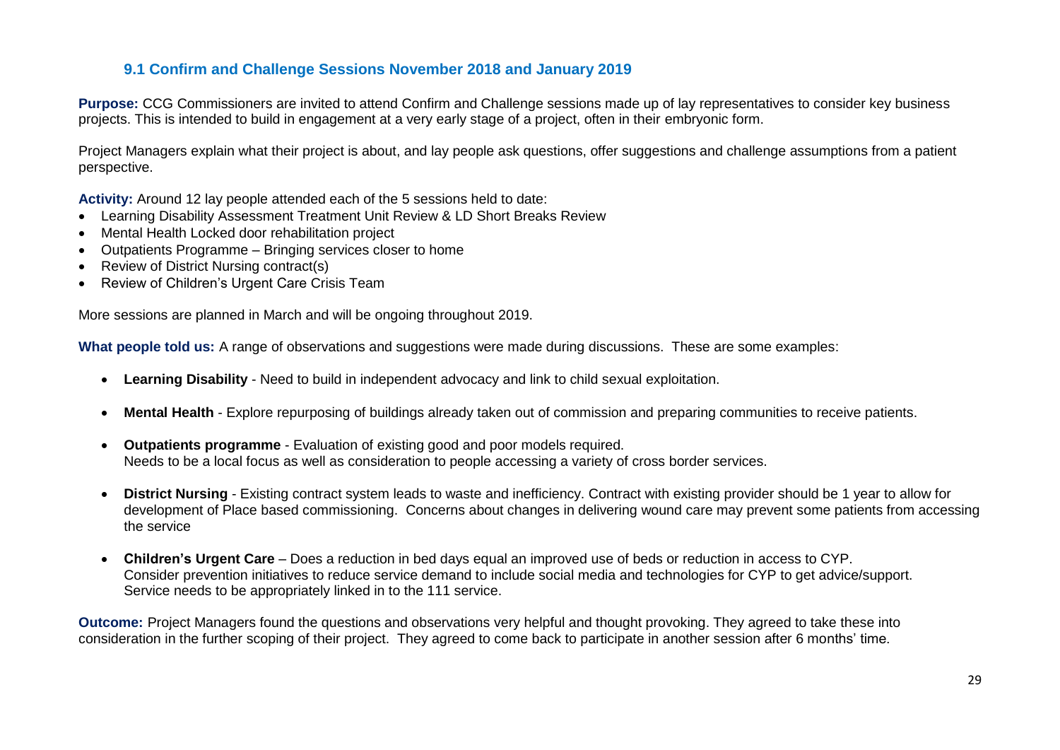### 9.1 Confirm and Challenge Sessions November 2018 and January 2019

**Purpose:** CCG Commissioners are invited to attend Confirm and Challenge sessions made up of lay representatives to consider key business projects. This is intended to build in engagement at a very early stage of a project, often in their embryonic form.

Project Managers explain what their project is about, and lay people ask questions, offer suggestions and challenge assumptions from a patient perspective.

**Activity:** Around 12 lay people attended each of the 5 sessions held to date:

- Learning Disability Assessment Treatment Unit Review & LD Short Breaks Review
- Mental Health Locked door rehabilitation project
- Outpatients Programme – Bringing services closer to home
- Review of District Nursing contract(s)
- Review of Children's Urgent Care Crisis Team

More sessions are planned in March and will be ongoing throughout 2019.

**What people told us:** A range of observations and suggestions were made during discussions. These are some examples:

- **Learning Disability** - Need to build in independent advocacy and link to child sexual exploitation.
- **Mental Health** - Explore repurposing of buildings already taken out of commission and preparing communities to receive patients.
- **Outpatients programme** - Evaluation of existing good and poor models required. Needs to be a local focus as well as consideration to people accessing a variety of cross border services.
- **District Nursing** - Existing contract system leads to waste and inefficiency. Contract with existing provider should be 1 year to allow for development of Place based commissioning. Concerns about changes in delivering wound care may prevent some patients from accessing the service
- **Children's Urgent Care** – Does a reduction in bed days equal an improved use of beds or reduction in access to CYP. Consider prevention initiatives to reduce service demand to include social media and technologies for CYP to get advice/support. Service needs to be appropriately linked in to the 111 service.

**Outcome:** Project Managers found the questions and observations very helpful and thought provoking. They agreed to take these into consideration in the further scoping of their project. They agreed to come back to participate in another session after 6 months' time.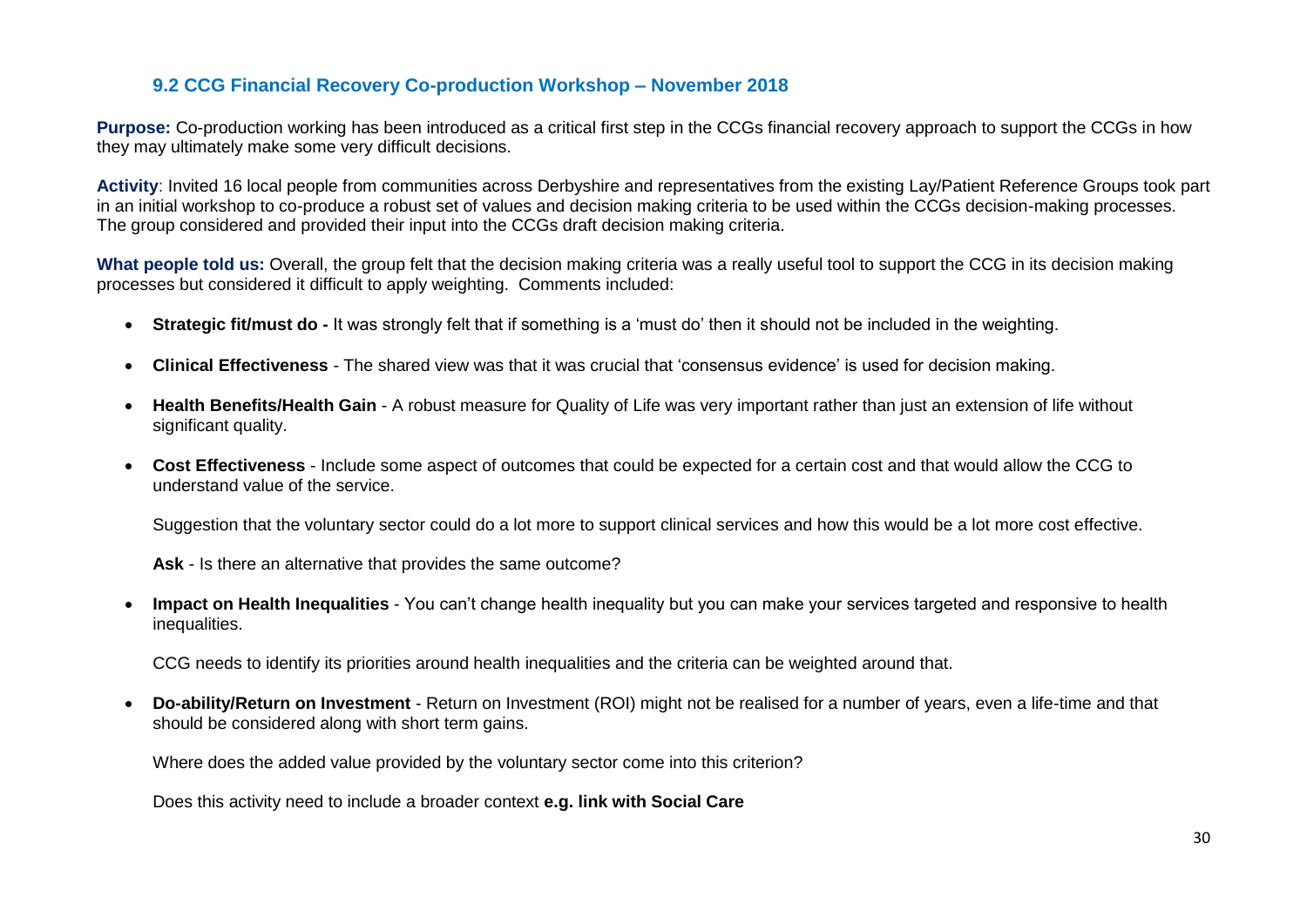### 9.2 CCG Financial Recovery Co-production Workshop – November 2018

**Purpose:** Co-production working has been introduced as a critical first step in the CCGs financial recovery approach to support the CCGs in how they may ultimately make some very difficult decisions.

**Activity**: Invited 16 local people from communities across Derbyshire and representatives from the existing Lay/Patient Reference Groups took part in an initial workshop to co-produce a robust set of values and decision making criteria to be used within the CCGs decision-making processes. The group considered and provided their input into the CCGs draft decision making criteria.

**What people told us:** Overall, the group felt that the decision making criteria was a really useful tool to support the CCG in its decision making processes but considered it difficult to apply weighting. Comments included:

- **Strategic fit/must do -** It was strongly felt that if something is a 'must do' then it should not be included in the weighting.
- **Clinical Effectiveness** - The shared view was that it was crucial that 'consensus evidence' is used for decision making.
- **Health Benefits/Health Gain** - A robust measure for Quality of Life was very important rather than just an extension of life without significant quality.
- **Cost Effectiveness** - Include some aspect of outcomes that could be expected for a certain cost and that would allow the CCG to understand value of the service.

  Suggestion that the voluntary sector could do a lot more to support clinical services and how this would be a lot more cost effective.

  **Ask** - Is there an alternative that provides the same outcome?

- **Impact on Health Inequalities** - You can't change health inequality but you can make your services targeted and responsive to health inequalities.

  CCG needs to identify its priorities around health inequalities and the criteria can be weighted around that.

- **Do-ability/Return on Investment** - Return on Investment (ROI) might not be realised for a number of years, even a life-time and that should be considered along with short term gains.

  Where does the added value provided by the voluntary sector come into this criterion?

  Does this activity need to include a broader context **e.g. link with Social Care**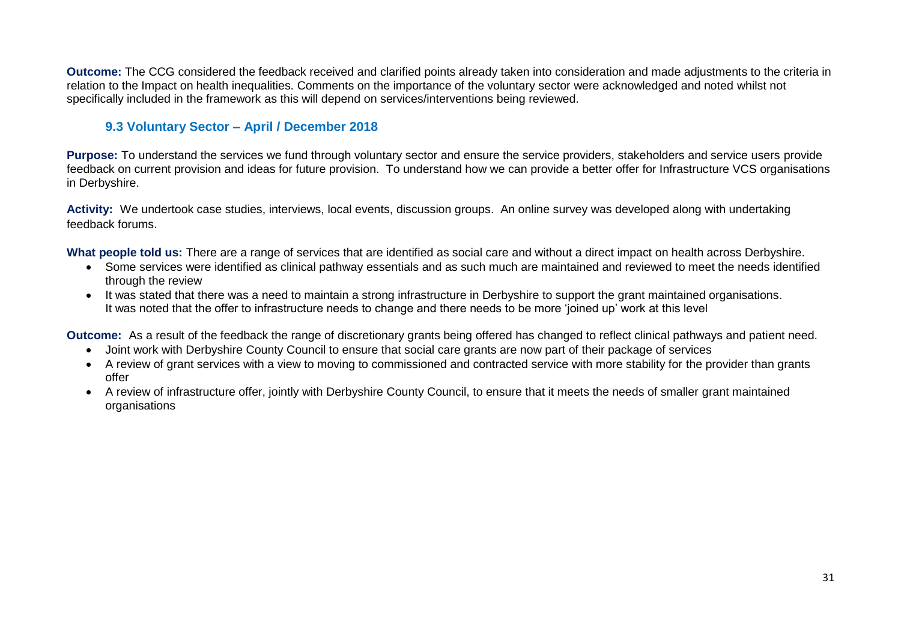**Outcome:** The CCG considered the feedback received and clarified points already taken into consideration and made adjustments to the criteria in relation to the Impact on health inequalities. Comments on the importance of the voluntary sector were acknowledged and noted whilst not specifically included in the framework as this will depend on services/interventions being reviewed.

### 9.3 Voluntary Sector – April / December 2018

**Purpose:** To understand the services we fund through voluntary sector and ensure the service providers, stakeholders and service users provide feedback on current provision and ideas for future provision. To understand how we can provide a better offer for Infrastructure VCS organisations in Derbyshire.

**Activity:** We undertook case studies, interviews, local events, discussion groups. An online survey was developed along with undertaking feedback forums.

**What people told us:** There are a range of services that are identified as social care and without a direct impact on health across Derbyshire.

- Some services were identified as clinical pathway essentials and as such much are maintained and reviewed to meet the needs identified through the review
- It was stated that there was a need to maintain a strong infrastructure in Derbyshire to support the grant maintained organisations. It was noted that the offer to infrastructure needs to change and there needs to be more 'joined up' work at this level

**Outcome:** As a result of the feedback the range of discretionary grants being offered has changed to reflect clinical pathways and patient need.

- Joint work with Derbyshire County Council to ensure that social care grants are now part of their package of services
- A review of grant services with a view to moving to commissioned and contracted service with more stability for the provider than grants offer
- A review of infrastructure offer, jointly with Derbyshire County Council, to ensure that it meets the needs of smaller grant maintained organisations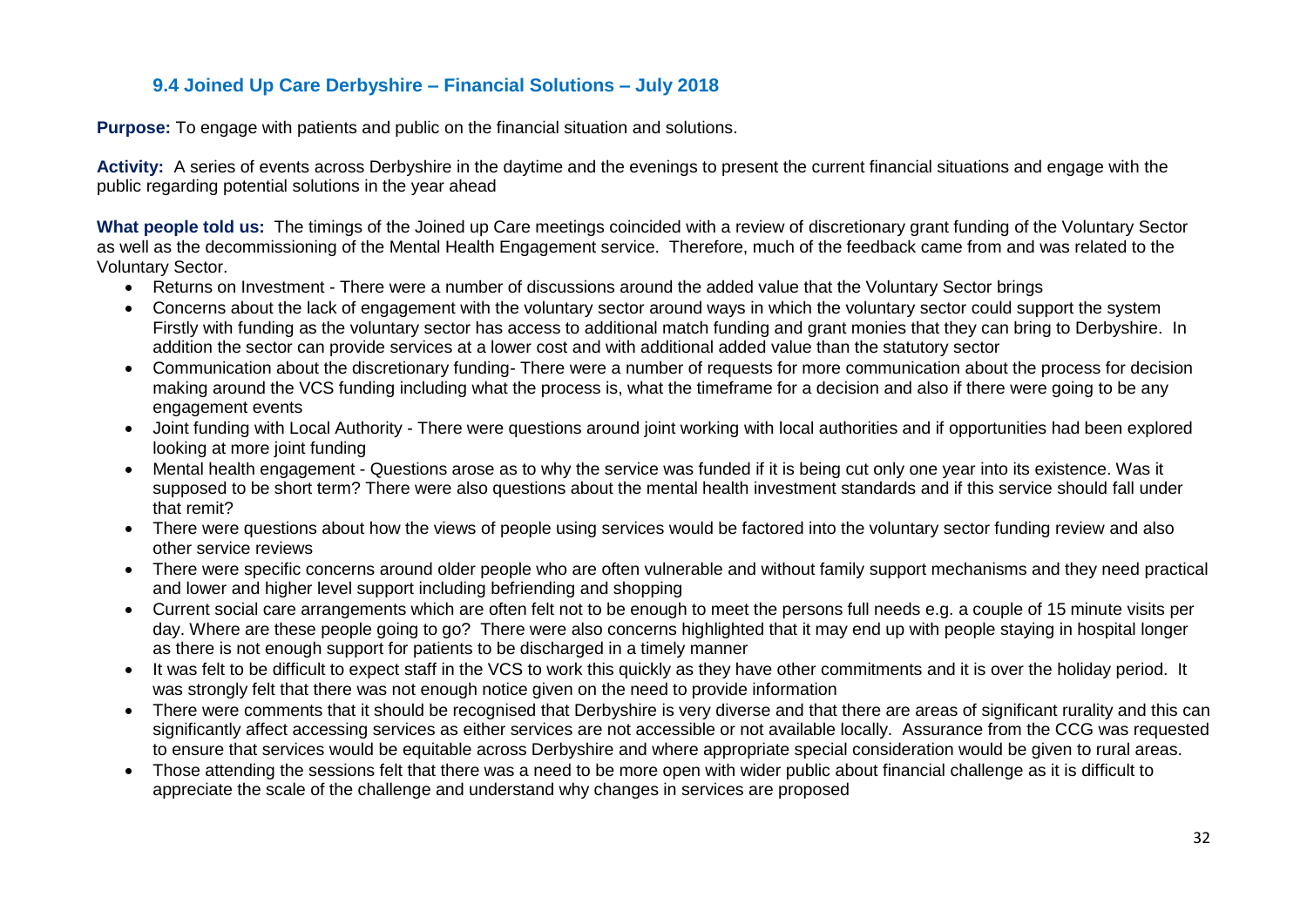### 9.4 Joined Up Care Derbyshire – Financial Solutions – July 2018

**Purpose:** To engage with patients and public on the financial situation and solutions.

**Activity:** A series of events across Derbyshire in the daytime and the evenings to present the current financial situations and engage with the public regarding potential solutions in the year ahead

**What people told us:** The timings of the Joined up Care meetings coincided with a review of discretionary grant funding of the Voluntary Sector as well as the decommissioning of the Mental Health Engagement service. Therefore, much of the feedback came from and was related to the Voluntary Sector.

- Returns on Investment - There were a number of discussions around the added value that the Voluntary Sector brings
- Concerns about the lack of engagement with the voluntary sector around ways in which the voluntary sector could support the system Firstly with funding as the voluntary sector has access to additional match funding and grant monies that they can bring to Derbyshire. In addition the sector can provide services at a lower cost and with additional added value than the statutory sector
- Communication about the discretionary funding- There were a number of requests for more communication about the process for decision making around the VCS funding including what the process is, what the timeframe for a decision and also if there were going to be any engagement events
- Joint funding with Local Authority - There were questions around joint working with local authorities and if opportunities had been explored looking at more joint funding
- Mental health engagement - Questions arose as to why the service was funded if it is being cut only one year into its existence. Was it supposed to be short term? There were also questions about the mental health investment standards and if this service should fall under that remit?
- There were questions about how the views of people using services would be factored into the voluntary sector funding review and also other service reviews
- There were specific concerns around older people who are often vulnerable and without family support mechanisms and they need practical and lower and higher level support including befriending and shopping
- Current social care arrangements which are often felt not to be enough to meet the persons full needs e.g. a couple of 15 minute visits per day. Where are these people going to go? There were also concerns highlighted that it may end up with people staying in hospital longer as there is not enough support for patients to be discharged in a timely manner
- It was felt to be difficult to expect staff in the VCS to work this quickly as they have other commitments and it is over the holiday period. It was strongly felt that there was not enough notice given on the need to provide information
- There were comments that it should be recognised that Derbyshire is very diverse and that there are areas of significant rurality and this can significantly affect accessing services as either services are not accessible or not available locally. Assurance from the CCG was requested to ensure that services would be equitable across Derbyshire and where appropriate special consideration would be given to rural areas.
- Those attending the sessions felt that there was a need to be more open with wider public about financial challenge as it is difficult to appreciate the scale of the challenge and understand why changes in services are proposed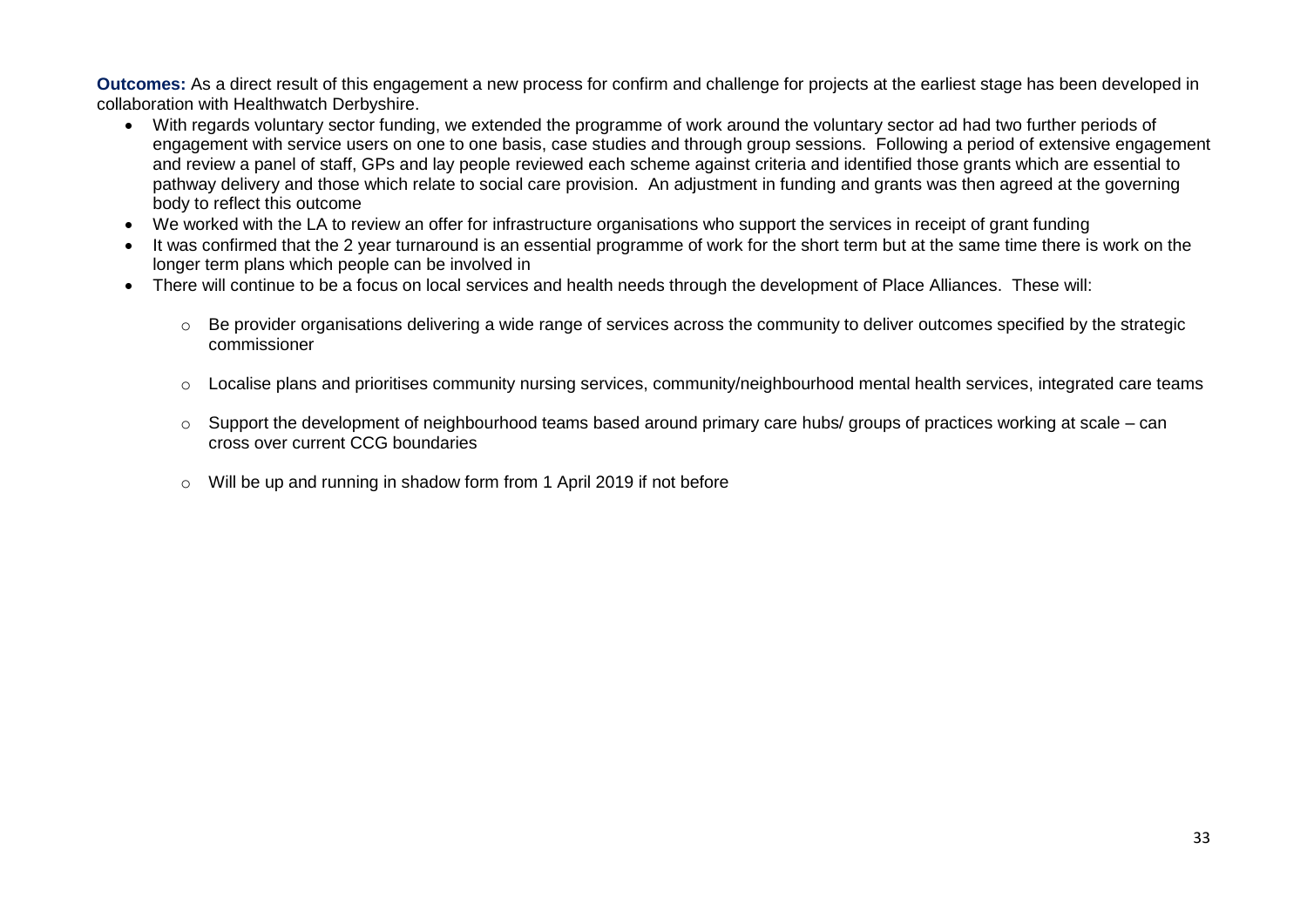**Outcomes:** As a direct result of this engagement a new process for confirm and challenge for projects at the earliest stage has been developed in collaboration with Healthwatch Derbyshire.

- With regards voluntary sector funding, we extended the programme of work around the voluntary sector ad had two further periods of engagement with service users on one to one basis, case studies and through group sessions. Following a period of extensive engagement and review a panel of staff, GPs and lay people reviewed each scheme against criteria and identified those grants which are essential to pathway delivery and those which relate to social care provision. An adjustment in funding and grants was then agreed at the governing body to reflect this outcome
- We worked with the LA to review an offer for infrastructure organisations who support the services in receipt of grant funding
- It was confirmed that the 2 year turnaround is an essential programme of work for the short term but at the same time there is work on the longer term plans which people can be involved in
- There will continue to be a focus on local services and health needs through the development of Place Alliances. These will:
    - Be provider organisations delivering a wide range of services across the community to deliver outcomes specified by the strategic commissioner
    - Localise plans and prioritises community nursing services, community/neighbourhood mental health services, integrated care teams
    - Support the development of neighbourhood teams based around primary care hubs/ groups of practices working at scale – can cross over current CCG boundaries
    - Will be up and running in shadow form from 1 April 2019 if not before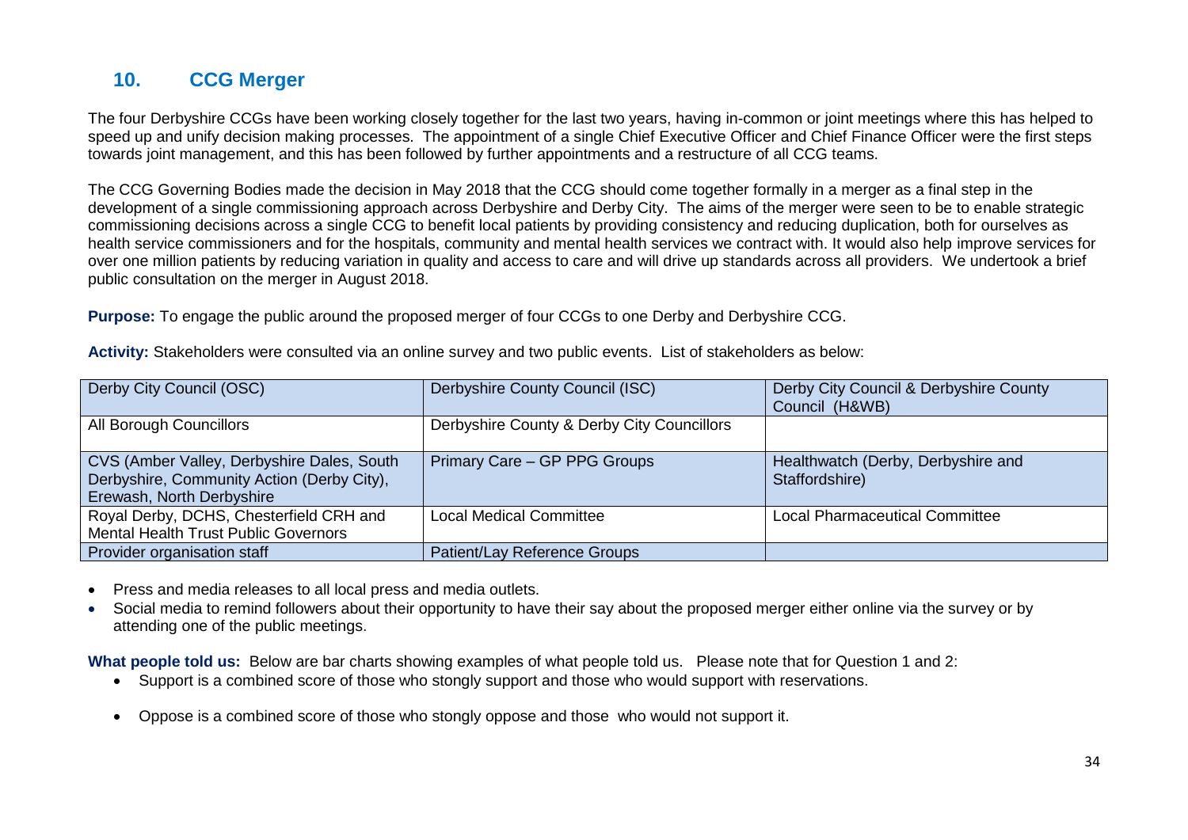## 10. CCG Merger

The four Derbyshire CCGs have been working closely together for the last two years, having in-common or joint meetings where this has helped to speed up and unify decision making processes. The appointment of a single Chief Executive Officer and Chief Finance Officer were the first steps towards joint management, and this has been followed by further appointments and a restructure of all CCG teams.

The CCG Governing Bodies made the decision in May 2018 that the CCG should come together formally in a merger as a final step in the development of a single commissioning approach across Derbyshire and Derby City. The aims of the merger were seen to be to enable strategic commissioning decisions across a single CCG to benefit local patients by providing consistency and reducing duplication, both for ourselves as health service commissioners and for the hospitals, community and mental health services we contract with. It would also help improve services for over one million patients by reducing variation in quality and access to care and will drive up standards across all providers. We undertook a brief public consultation on the merger in August 2018.

**Purpose:** To engage the public around the proposed merger of four CCGs to one Derby and Derbyshire CCG.

**Activity:** Stakeholders were consulted via an online survey and two public events. List of stakeholders as below:

| | | |
|---|---|---|
| Derby City Council (OSC) | Derbyshire County Council (ISC) | Derby City Council & Derbyshire County Council (H&WB) |
| All Borough Councillors | Derbyshire County & Derby City Councillors | |
| CVS (Amber Valley, Derbyshire Dales, South Derbyshire, Community Action (Derby City), Erewash, North Derbyshire | Primary Care – GP PPG Groups | Healthwatch (Derby, Derbyshire and Staffordshire) |
| Royal Derby, DCHS, Chesterfield CRH and Mental Health Trust Public Governors | Local Medical Committee | Local Pharmaceutical Committee |
| Provider organisation staff | Patient/Lay Reference Groups | |

- Press and media releases to all local press and media outlets.
- Social media to remind followers about their opportunity to have their say about the proposed merger either online via the survey or by attending one of the public meetings.

**What people told us:** Below are bar charts showing examples of what people told us. Please note that for Question 1 and 2:

- Support is a combined score of those who stongly support and those who would support with reservations.
- Oppose is a combined score of those who stongly oppose and those who would not support it.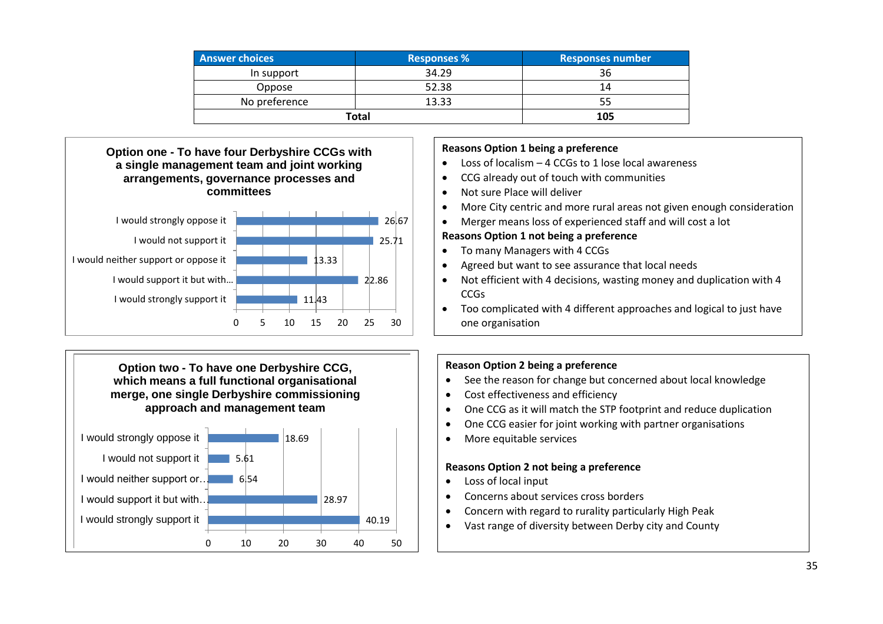| Answer choices | Responses % | Responses number |
|---|---|---|
| In support | 34.29 | 36 |
| Oppose | 52.38 | 14 |
| No preference | 13.33 | 55 |
| Total | | 105 |

**Option one - To have four Derbyshire CCGs with a single management team and joint working arrangements, governance processes and committees**

| Response | % |
|---|---|
| I would strongly oppose it | 26.67 |
| I would not support it | 25.71 |
| I would neither support or oppose it | 13.33 |
| I would support it but with… | 22.86 |
| I would strongly support it | 11.43 |

**Reasons Option 1 being a preference**

- Loss of localism – 4 CCGs to 1 lose local awareness
- CCG already out of touch with communities
- Not sure Place will deliver
- More City centric and more rural areas not given enough consideration
- Merger means loss of experienced staff and will cost a lot

**Reasons Option 1 not being a preference**

- To many Managers with 4 CCGs
- Agreed but want to see assurance that local needs
- Not efficient with 4 decisions, wasting money and duplication with 4 CCGs
- Too complicated with 4 different approaches and logical to just have one organisation

**Option two - To have one Derbyshire CCG, which means a full functional organisational merge, one single Derbyshire commissioning approach and management team**

| Response | % |
|---|---|
| I would strongly oppose it | 18.69 |
| I would not support it | 5.61 |
| I would neither support or… | 6.54 |
| I would support it but with… | 28.97 |
| I would strongly support it | 40.19 |

**Reason Option 2 being a preference**

- See the reason for change but concerned about local knowledge
- Cost effectiveness and efficiency
- One CCG as it will match the STP footprint and reduce duplication
- One CCG easier for joint working with partner organisations
- More equitable services

**Reasons Option 2 not being a preference**

- Loss of local input
- Concerns about services cross borders
- Concern with regard to rurality particularly High Peak
- Vast range of diversity between Derby city and County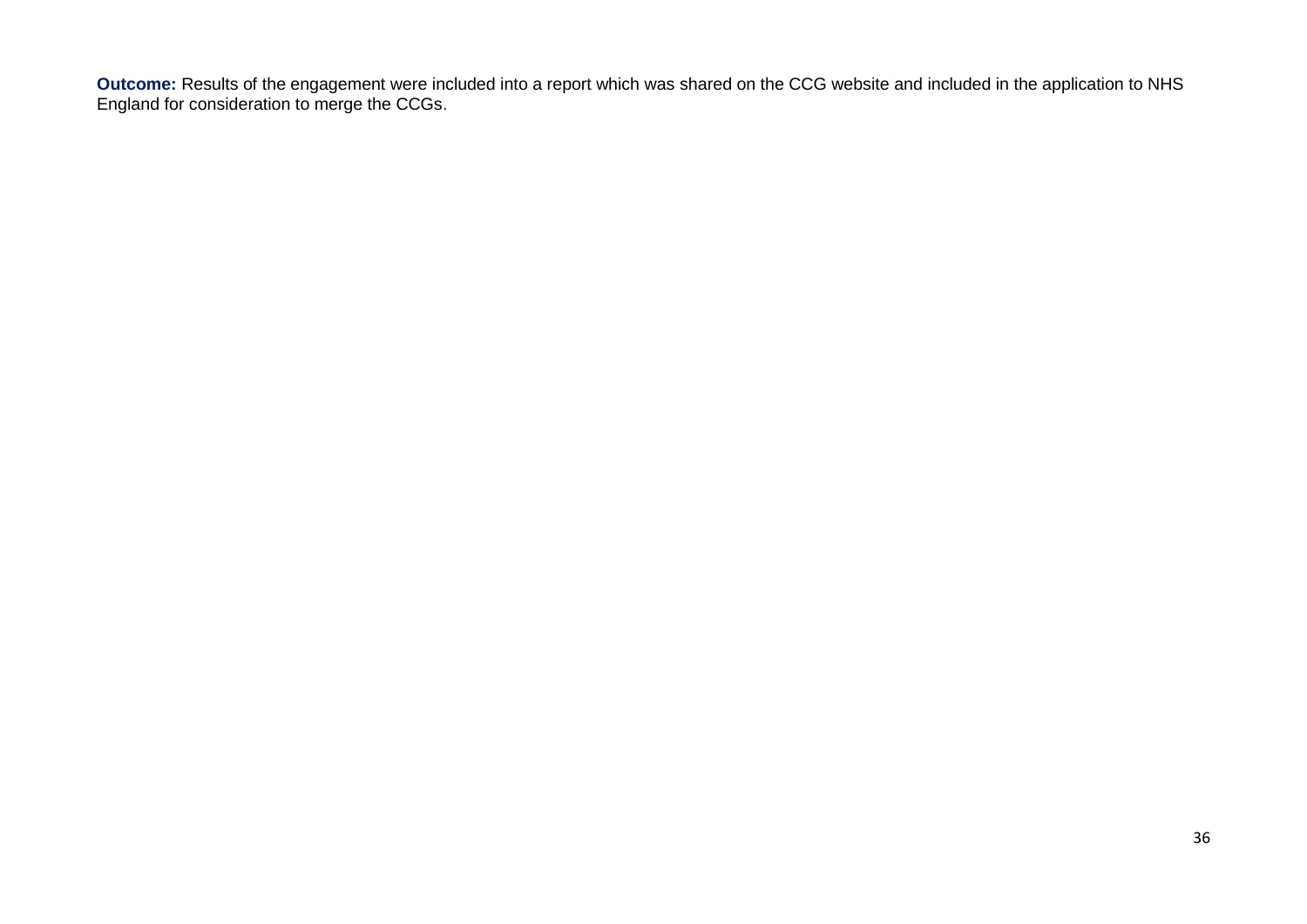**Outcome:** Results of the engagement were included into a report which was shared on the CCG website and included in the application to NHS England for consideration to merge the CCGs.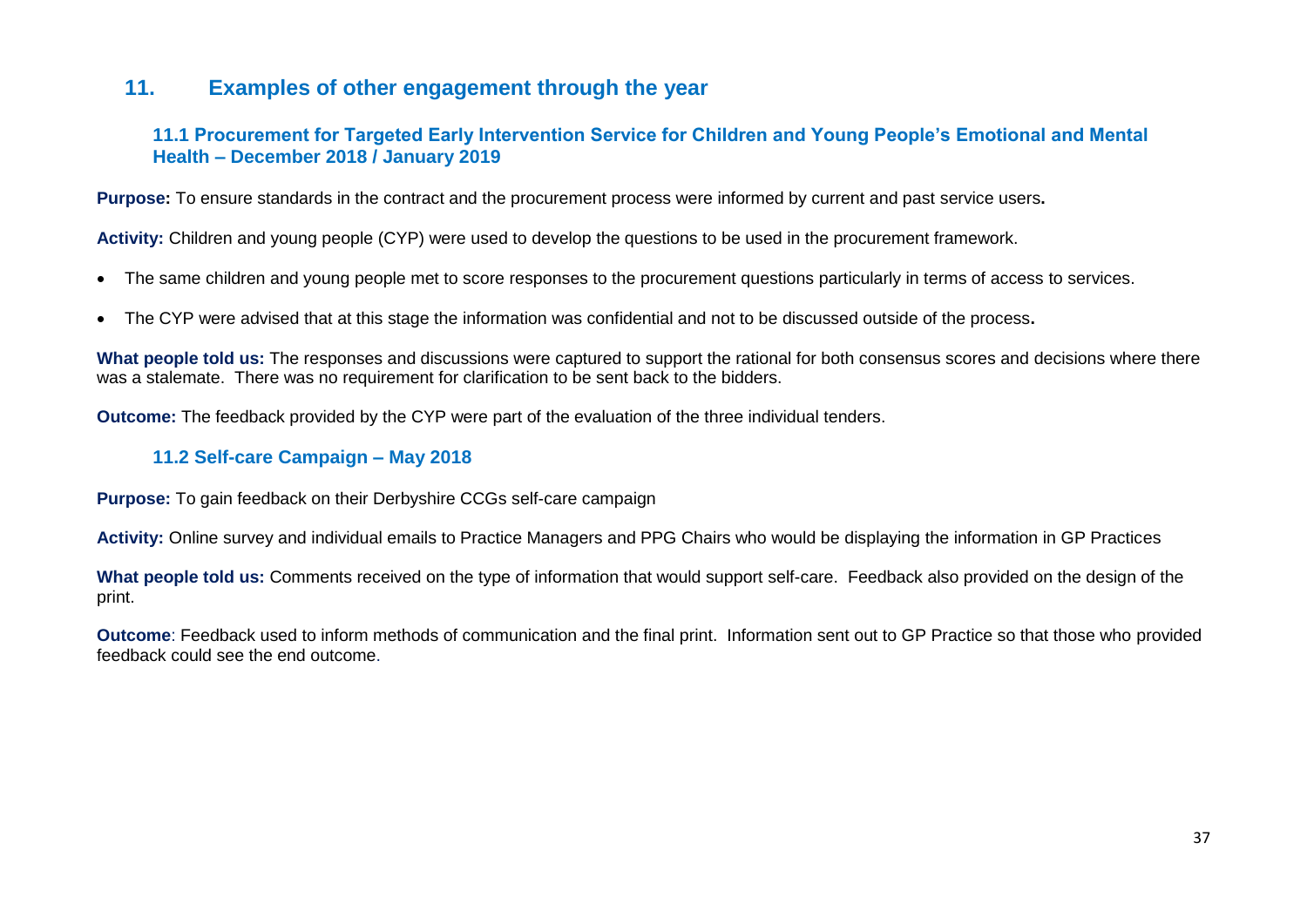## 11. Examples of other engagement through the year

### 11.1 Procurement for Targeted Early Intervention Service for Children and Young People's Emotional and Mental Health – December 2018 / January 2019

**Purpose:** To ensure standards in the contract and the procurement process were informed by current and past service users**.**

**Activity:** Children and young people (CYP) were used to develop the questions to be used in the procurement framework.

- The same children and young people met to score responses to the procurement questions particularly in terms of access to services.
- The CYP were advised that at this stage the information was confidential and not to be discussed outside of the process**.**

**What people told us:** The responses and discussions were captured to support the rational for both consensus scores and decisions where there was a stalemate. There was no requirement for clarification to be sent back to the bidders.

**Outcome:** The feedback provided by the CYP were part of the evaluation of the three individual tenders.

### 11.2 Self-care Campaign – May 2018

**Purpose:** To gain feedback on their Derbyshire CCGs self-care campaign

**Activity:** Online survey and individual emails to Practice Managers and PPG Chairs who would be displaying the information in GP Practices

**What people told us:** Comments received on the type of information that would support self-care. Feedback also provided on the design of the print.

**Outcome**: Feedback used to inform methods of communication and the final print. Information sent out to GP Practice so that those who provided feedback could see the end outcome.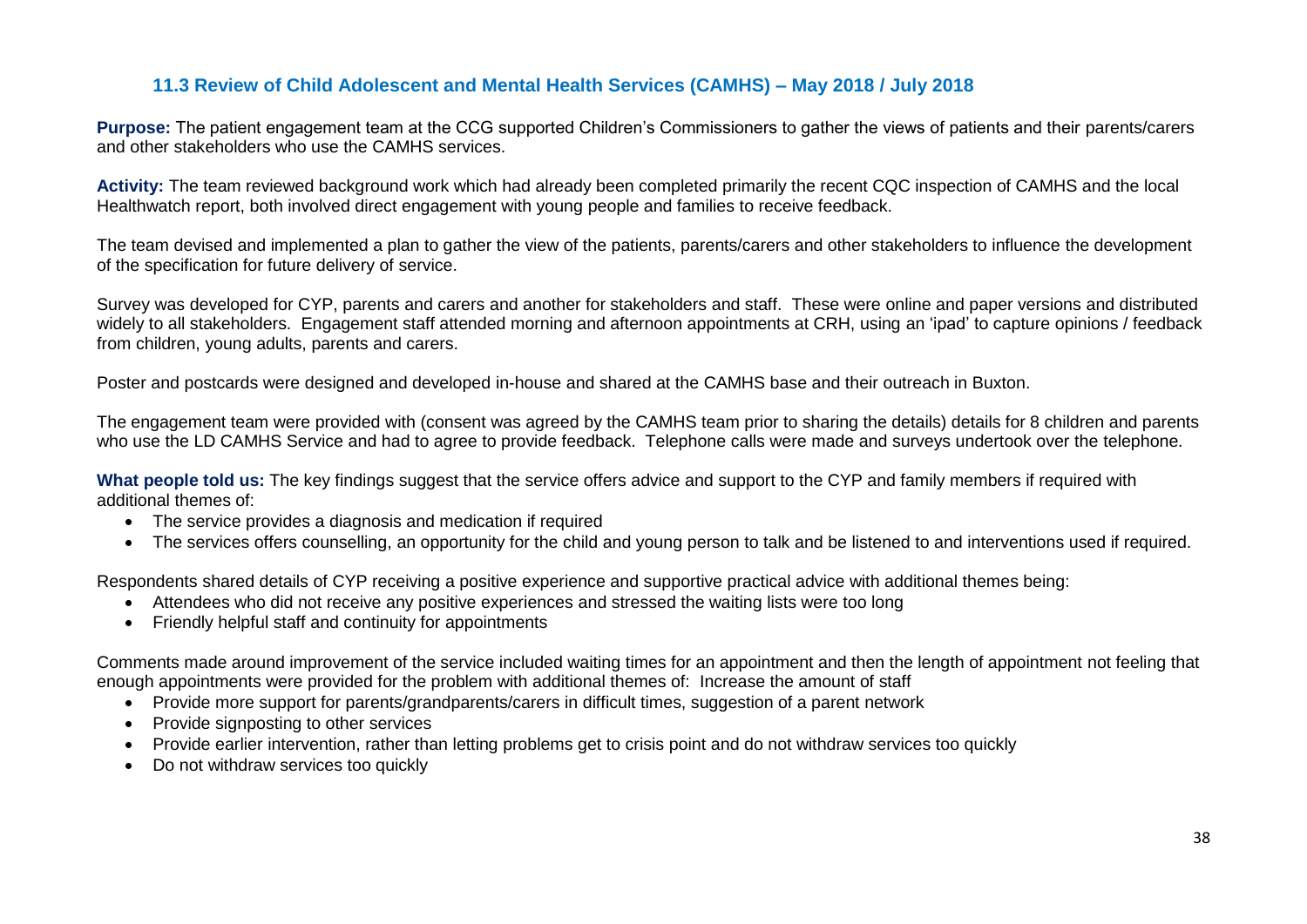### 11.3 Review of Child Adolescent and Mental Health Services (CAMHS) – May 2018 / July 2018

**Purpose:** The patient engagement team at the CCG supported Children's Commissioners to gather the views of patients and their parents/carers and other stakeholders who use the CAMHS services.

**Activity:** The team reviewed background work which had already been completed primarily the recent CQC inspection of CAMHS and the local Healthwatch report, both involved direct engagement with young people and families to receive feedback.

The team devised and implemented a plan to gather the view of the patients, parents/carers and other stakeholders to influence the development of the specification for future delivery of service.

Survey was developed for CYP, parents and carers and another for stakeholders and staff. These were online and paper versions and distributed widely to all stakeholders. Engagement staff attended morning and afternoon appointments at CRH, using an 'ipad' to capture opinions / feedback from children, young adults, parents and carers.

Poster and postcards were designed and developed in-house and shared at the CAMHS base and their outreach in Buxton.

The engagement team were provided with (consent was agreed by the CAMHS team prior to sharing the details) details for 8 children and parents who use the LD CAMHS Service and had to agree to provide feedback. Telephone calls were made and surveys undertook over the telephone.

**What people told us:** The key findings suggest that the service offers advice and support to the CYP and family members if required with additional themes of:

- The service provides a diagnosis and medication if required
- The services offers counselling, an opportunity for the child and young person to talk and be listened to and interventions used if required.

Respondents shared details of CYP receiving a positive experience and supportive practical advice with additional themes being:

- Attendees who did not receive any positive experiences and stressed the waiting lists were too long
- Friendly helpful staff and continuity for appointments

Comments made around improvement of the service included waiting times for an appointment and then the length of appointment not feeling that enough appointments were provided for the problem with additional themes of: Increase the amount of staff

- Provide more support for parents/grandparents/carers in difficult times, suggestion of a parent network
- Provide signposting to other services
- Provide earlier intervention, rather than letting problems get to crisis point and do not withdraw services too quickly
- Do not withdraw services too quickly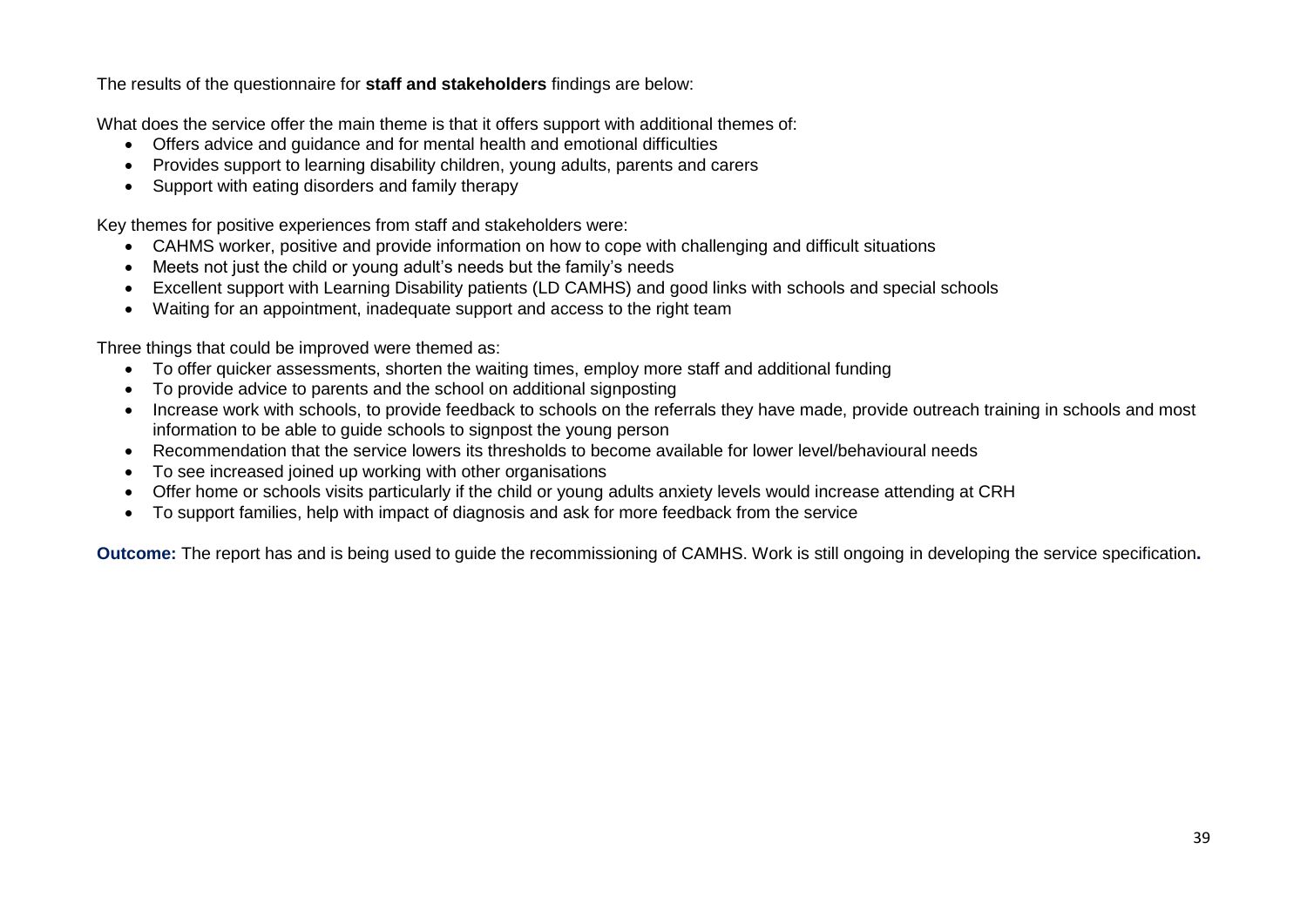The results of the questionnaire for **staff and stakeholders** findings are below:

What does the service offer the main theme is that it offers support with additional themes of:

- Offers advice and guidance and for mental health and emotional difficulties
- Provides support to learning disability children, young adults, parents and carers
- Support with eating disorders and family therapy

Key themes for positive experiences from staff and stakeholders were:

- CAHMS worker, positive and provide information on how to cope with challenging and difficult situations
- Meets not just the child or young adult's needs but the family's needs
- Excellent support with Learning Disability patients (LD CAMHS) and good links with schools and special schools
- Waiting for an appointment, inadequate support and access to the right team

Three things that could be improved were themed as:

- To offer quicker assessments, shorten the waiting times, employ more staff and additional funding
- To provide advice to parents and the school on additional signposting
- Increase work with schools, to provide feedback to schools on the referrals they have made, provide outreach training in schools and most information to be able to guide schools to signpost the young person
- Recommendation that the service lowers its thresholds to become available for lower level/behavioural needs
- To see increased joined up working with other organisations
- Offer home or schools visits particularly if the child or young adults anxiety levels would increase attending at CRH
- To support families, help with impact of diagnosis and ask for more feedback from the service

**Outcome:** The report has and is being used to guide the recommissioning of CAMHS. Work is still ongoing in developing the service specification**.**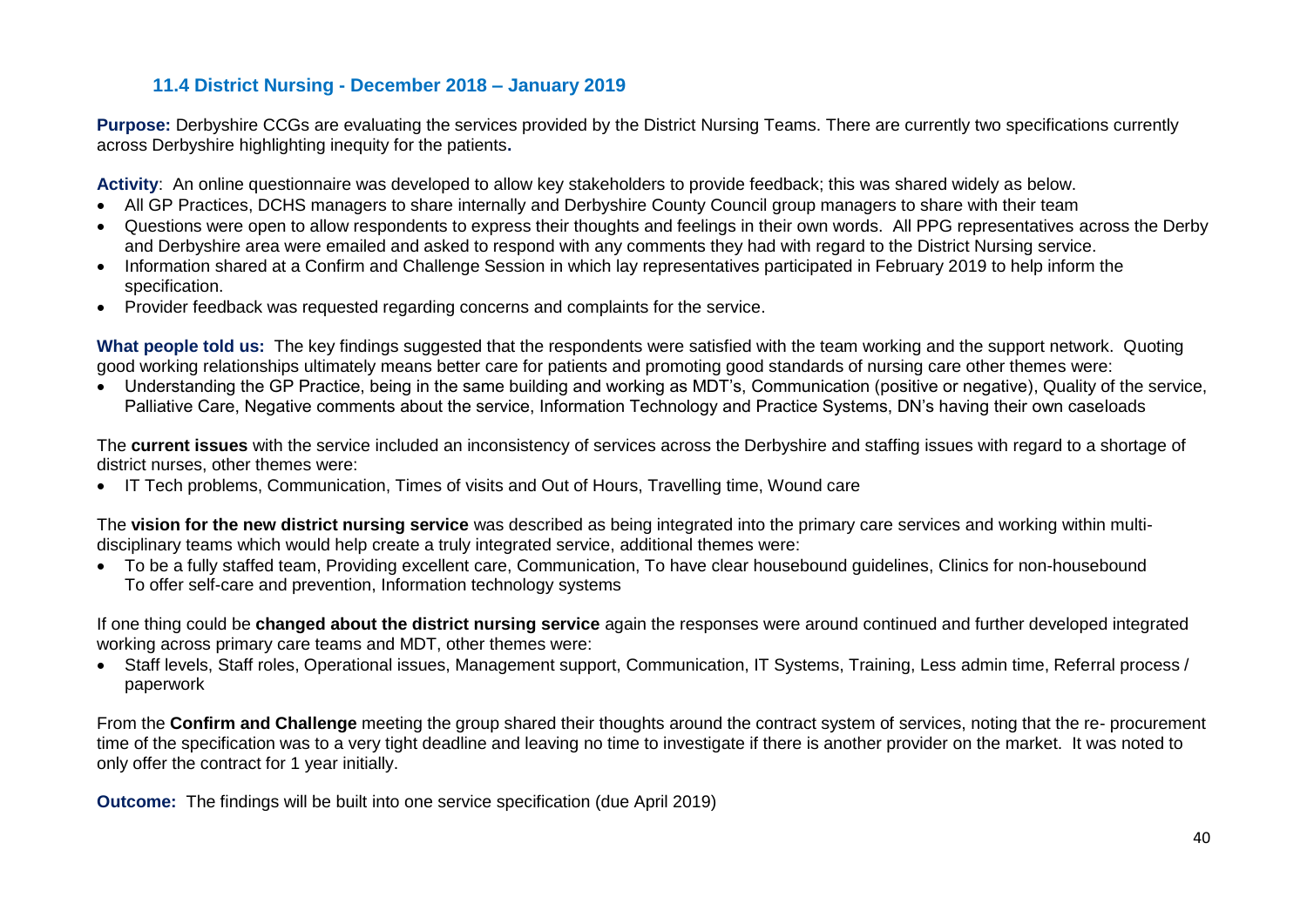### 11.4 District Nursing - December 2018 – January 2019

**Purpose:** Derbyshire CCGs are evaluating the services provided by the District Nursing Teams. There are currently two specifications currently across Derbyshire highlighting inequity for the patients**.**

**Activity**: An online questionnaire was developed to allow key stakeholders to provide feedback; this was shared widely as below.

- All GP Practices, DCHS managers to share internally and Derbyshire County Council group managers to share with their team
- Questions were open to allow respondents to express their thoughts and feelings in their own words. All PPG representatives across the Derby and Derbyshire area were emailed and asked to respond with any comments they had with regard to the District Nursing service.
- Information shared at a Confirm and Challenge Session in which lay representatives participated in February 2019 to help inform the specification.
- Provider feedback was requested regarding concerns and complaints for the service.

**What people told us:** The key findings suggested that the respondents were satisfied with the team working and the support network. Quoting good working relationships ultimately means better care for patients and promoting good standards of nursing care other themes were:

- Understanding the GP Practice, being in the same building and working as MDT's, Communication (positive or negative), Quality of the service, Palliative Care, Negative comments about the service, Information Technology and Practice Systems, DN's having their own caseloads

The **current issues** with the service included an inconsistency of services across the Derbyshire and staffing issues with regard to a shortage of district nurses, other themes were:

- IT Tech problems, Communication, Times of visits and Out of Hours, Travelling time, Wound care

The **vision for the new district nursing service** was described as being integrated into the primary care services and working within multi-disciplinary teams which would help create a truly integrated service, additional themes were:

- To be a fully staffed team, Providing excellent care, Communication, To have clear housebound guidelines, Clinics for non-housebound To offer self-care and prevention, Information technology systems

If one thing could be **changed about the district nursing service** again the responses were around continued and further developed integrated working across primary care teams and MDT, other themes were:

- Staff levels, Staff roles, Operational issues, Management support, Communication, IT Systems, Training, Less admin time, Referral process / paperwork

From the **Confirm and Challenge** meeting the group shared their thoughts around the contract system of services, noting that the re- procurement time of the specification was to a very tight deadline and leaving no time to investigate if there is another provider on the market. It was noted to only offer the contract for 1 year initially.

**Outcome:** The findings will be built into one service specification (due April 2019)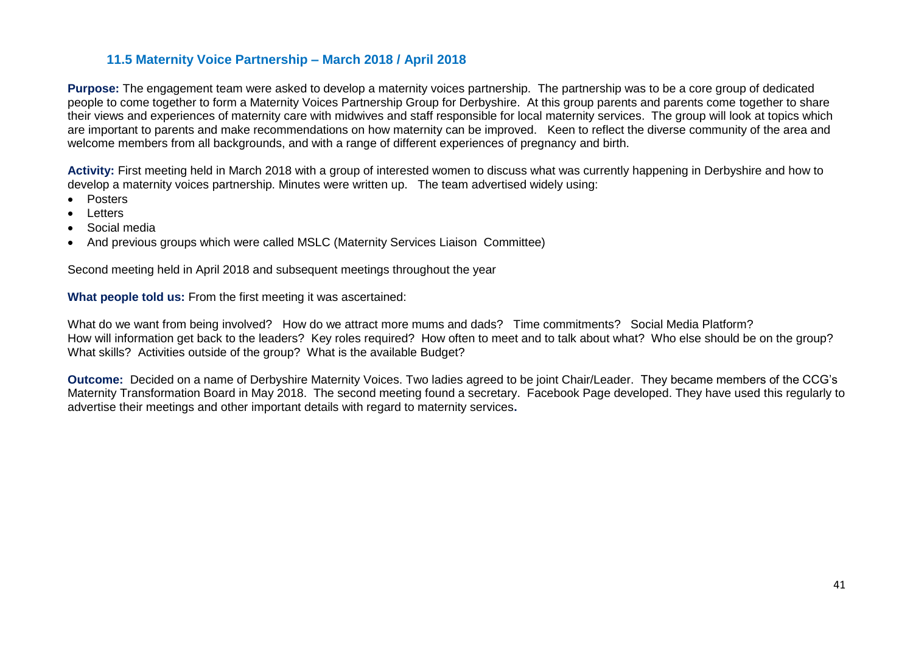### 11.5 Maternity Voice Partnership – March 2018 / April 2018

**Purpose:** The engagement team were asked to develop a maternity voices partnership. The partnership was to be a core group of dedicated people to come together to form a Maternity Voices Partnership Group for Derbyshire. At this group parents and parents come together to share their views and experiences of maternity care with midwives and staff responsible for local maternity services. The group will look at topics which are important to parents and make recommendations on how maternity can be improved. Keen to reflect the diverse community of the area and welcome members from all backgrounds, and with a range of different experiences of pregnancy and birth.

**Activity:** First meeting held in March 2018 with a group of interested women to discuss what was currently happening in Derbyshire and how to develop a maternity voices partnership. Minutes were written up. The team advertised widely using:

- Posters
- Letters
- Social media
- And previous groups which were called MSLC (Maternity Services Liaison Committee)

Second meeting held in April 2018 and subsequent meetings throughout the year

**What people told us:** From the first meeting it was ascertained:

What do we want from being involved? How do we attract more mums and dads? Time commitments? Social Media Platform? How will information get back to the leaders? Key roles required? How often to meet and to talk about what? Who else should be on the group? What skills? Activities outside of the group? What is the available Budget?

**Outcome:** Decided on a name of Derbyshire Maternity Voices. Two ladies agreed to be joint Chair/Leader. They became members of the CCG's Maternity Transformation Board in May 2018. The second meeting found a secretary. Facebook Page developed. They have used this regularly to advertise their meetings and other important details with regard to maternity services.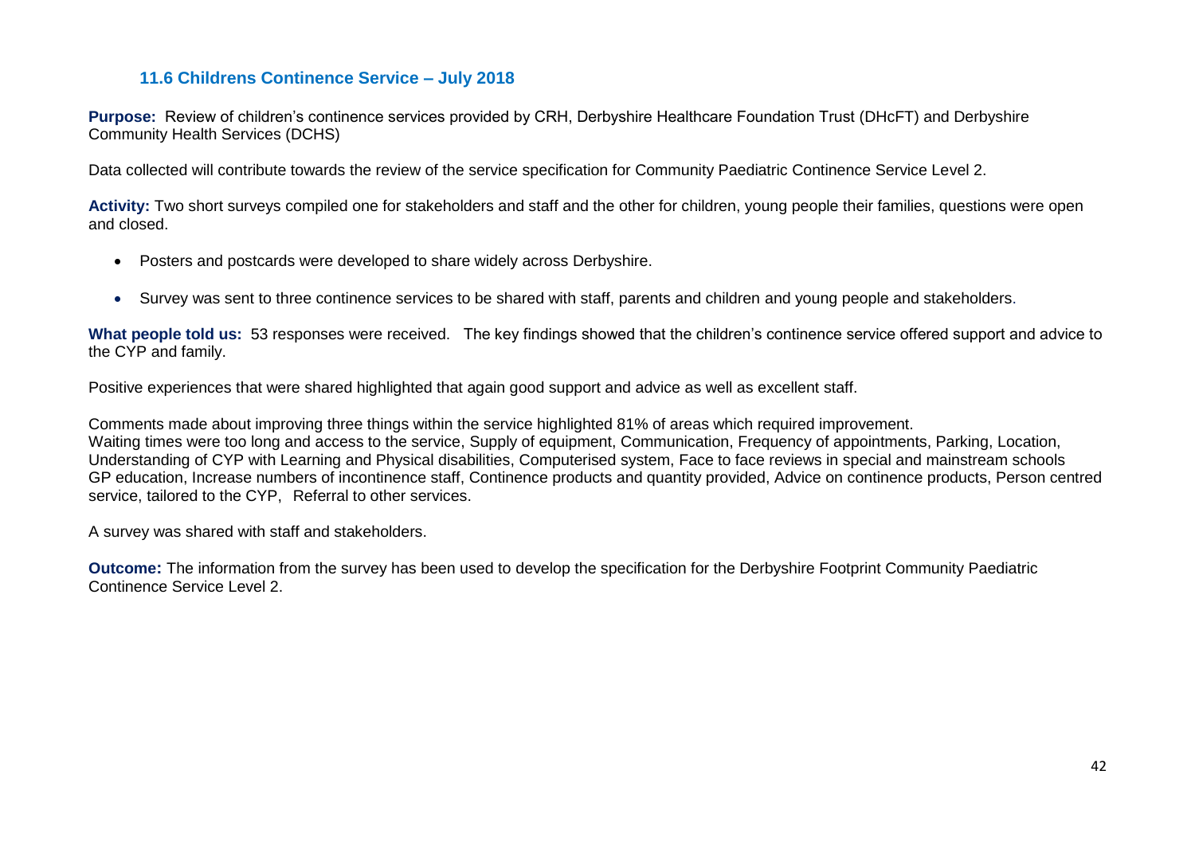### 11.6 Childrens Continence Service – July 2018

**Purpose:** Review of children's continence services provided by CRH, Derbyshire Healthcare Foundation Trust (DHcFT) and Derbyshire Community Health Services (DCHS)

Data collected will contribute towards the review of the service specification for Community Paediatric Continence Service Level 2.

**Activity:** Two short surveys compiled one for stakeholders and staff and the other for children, young people their families, questions were open and closed.

- Posters and postcards were developed to share widely across Derbyshire.
- Survey was sent to three continence services to be shared with staff, parents and children and young people and stakeholders.

**What people told us:** 53 responses were received. The key findings showed that the children's continence service offered support and advice to the CYP and family.

Positive experiences that were shared highlighted that again good support and advice as well as excellent staff.

Comments made about improving three things within the service highlighted 81% of areas which required improvement.
Waiting times were too long and access to the service, Supply of equipment, Communication, Frequency of appointments, Parking, Location, Understanding of CYP with Learning and Physical disabilities, Computerised system, Face to face reviews in special and mainstream schools GP education, Increase numbers of incontinence staff, Continence products and quantity provided, Advice on continence products, Person centred service, tailored to the CYP, Referral to other services.

A survey was shared with staff and stakeholders.

**Outcome:** The information from the survey has been used to develop the specification for the Derbyshire Footprint Community Paediatric Continence Service Level 2.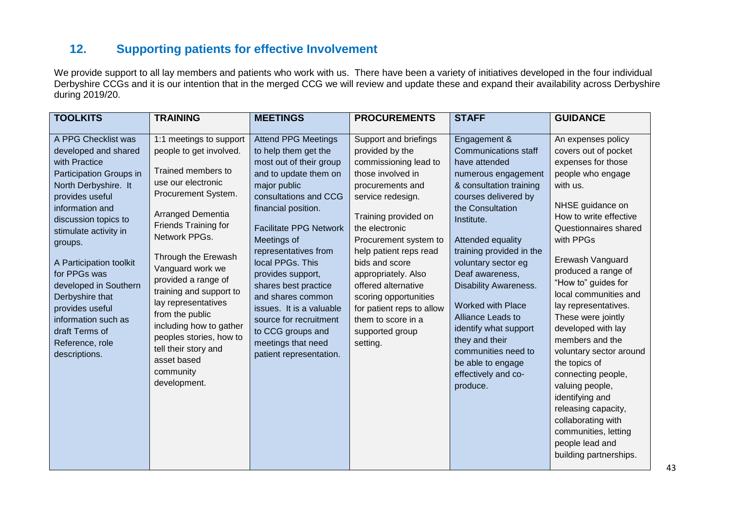## 12. Supporting patients for effective Involvement

We provide support to all lay members and patients who work with us. There have been a variety of initiatives developed in the four individual Derbyshire CCGs and it is our intention that in the merged CCG we will review and update these and expand their availability across Derbyshire during 2019/20.

| TOOLKITS | TRAINING | MEETINGS | PROCUREMENTS | STAFF | GUIDANCE |
| --- | --- | --- | --- | --- | --- |
| A PPG Checklist was developed and shared with Practice Participation Groups in North Derbyshire. It provides useful information and discussion topics to stimulate activity in groups.<br><br>A Participation toolkit for PPGs was developed in Southern Derbyshire that provides useful information such as draft Terms of Reference, role descriptions. | 1:1 meetings to support people to get involved.<br><br>Trained members to use our electronic Procurement System.<br><br>Arranged Dementia Friends Training for Network PPGs.<br><br>Through the Erewash Vanguard work we provided a range of training and support to lay representatives from the public including how to gather peoples stories, how to tell their story and asset based community development. | Attend PPG Meetings to help them get the most out of their group and to update them on major public consultations and CCG financial position.<br><br>Facilitate PPG Network Meetings of representatives from local PPGs. This provides support, shares best practice and shares common issues. It is a valuable source for recruitment to CCG groups and meetings that need patient representation. | Support and briefings provided by the commissioning lead to those involved in procurements and service redesign.<br><br>Training provided on the electronic Procurement system to help patient reps read bids and score appropriately. Also offered alternative scoring opportunities for patient reps to allow them to score in a supported group setting. | Engagement & Communications staff have attended numerous engagement & consultation training courses delivered by the Consultation Institute.<br><br>Attended equality training provided in the voluntary sector eg Deaf awareness, Disability Awareness.<br><br>Worked with Place Alliance Leads to identify what support they and their communities need to be able to engage effectively and co-produce. | An expenses policy covers out of pocket expenses for those people who engage with us.<br><br>NHSE guidance on How to write effective Questionnaires shared with PPGs<br><br>Erewash Vanguard produced a range of "How to" guides for local communities and lay representatives. These were jointly developed with lay members and the voluntary sector around the topics of connecting people, valuing people, identifying and releasing capacity, collaborating with communities, letting people lead and building partnerships. |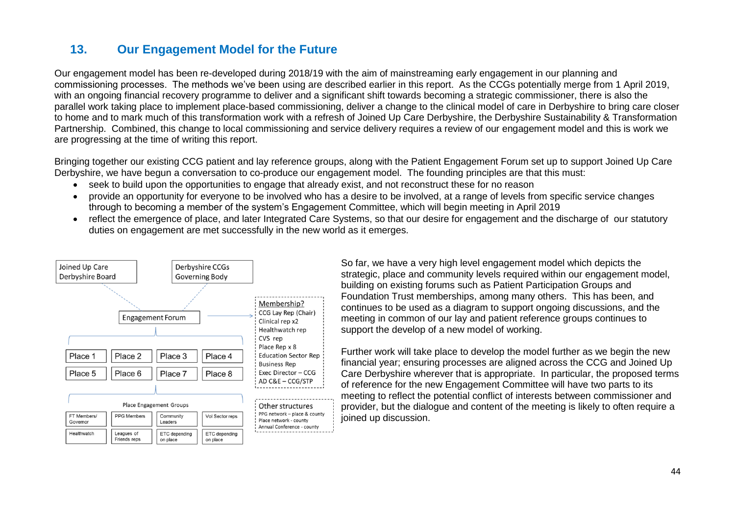## 13. Our Engagement Model for the Future

Our engagement model has been re-developed during 2018/19 with the aim of mainstreaming early engagement in our planning and commissioning processes. The methods we've been using are described earlier in this report. As the CCGs potentially merge from 1 April 2019, with an ongoing financial recovery programme to deliver and a significant shift towards becoming a strategic commissioner, there is also the parallel work taking place to implement place-based commissioning, deliver a change to the clinical model of care in Derbyshire to bring care closer to home and to mark much of this transformation work with a refresh of Joined Up Care Derbyshire, the Derbyshire Sustainability & Transformation Partnership. Combined, this change to local commissioning and service delivery requires a review of our engagement model and this is work we are progressing at the time of writing this report.

Bringing together our existing CCG patient and lay reference groups, along with the Patient Engagement Forum set up to support Joined Up Care Derbyshire, we have begun a conversation to co-produce our engagement model. The founding principles are that this must:

- seek to build upon the opportunities to engage that already exist, and not reconstruct these for no reason
- provide an opportunity for everyone to be involved who has a desire to be involved, at a range of levels from specific service changes through to becoming a member of the system's Engagement Committee, which will begin meeting in April 2019
- reflect the emergence of place, and later Integrated Care Systems, so that our desire for engagement and the discharge of our statutory duties on engagement are met successfully in the new world as it emerges.

Joined Up Care Derbyshire Board

Derbyshire CCGs Governing Body

Engagement Forum

Membership?
CCG Lay Rep (Chair)
Clinical rep x2
Healthwatch rep
CVS rep
Place Rep x 8
Education Sector Rep
Business Rep
Exec Director – CCG
AD C&E – CCG/STP

| Place 1 | Place 2 | Place 3 | Place 4 |
|---|---|---|---|
| Place 5 | Place 6 | Place 7 | Place 8 |

Place Engagement Groups

| FT Members/ Governor | PPG Members | Community Leaders | Vol Sector reps |
|---|---|---|---|
| Healthwatch | Leagues of Friends reps | ETC depending on place | ETC depending on place |

Other structures
PPG network – place & county
Place network - county
Annual Conference - county

So far, we have a very high level engagement model which depicts the strategic, place and community levels required within our engagement model, building on existing forums such as Patient Participation Groups and Foundation Trust memberships, among many others. This has been, and continues to be used as a diagram to support ongoing discussions, and the meeting in common of our lay and patient reference groups continues to support the develop of a new model of working.

Further work will take place to develop the model further as we begin the new financial year; ensuring processes are aligned across the CCG and Joined Up Care Derbyshire wherever that is appropriate. In particular, the proposed terms of reference for the new Engagement Committee will have two parts to its meeting to reflect the potential conflict of interests between commissioner and provider, but the dialogue and content of the meeting is likely to often require a joined up discussion.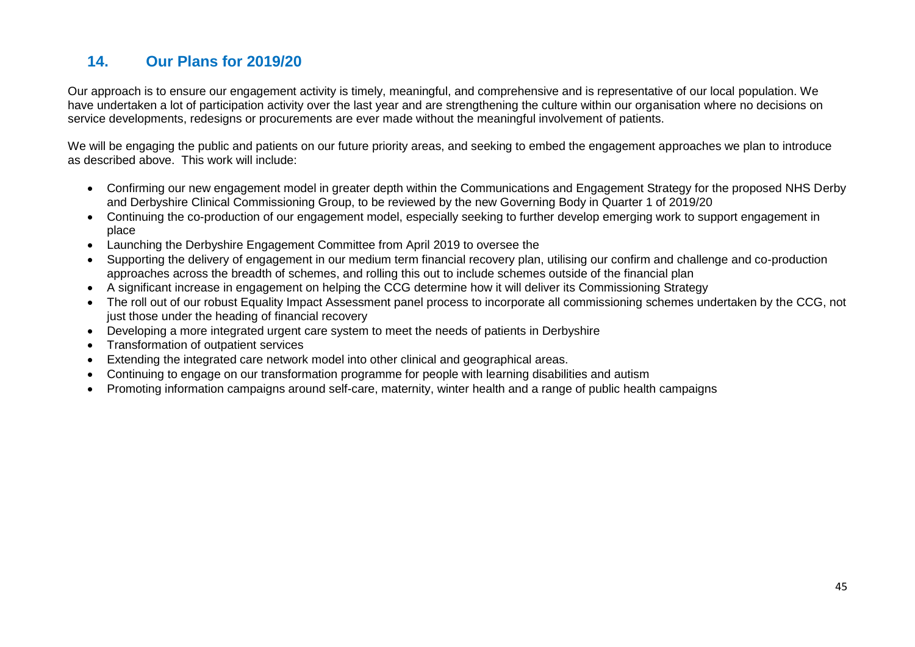## 14. Our Plans for 2019/20

Our approach is to ensure our engagement activity is timely, meaningful, and comprehensive and is representative of our local population. We have undertaken a lot of participation activity over the last year and are strengthening the culture within our organisation where no decisions on service developments, redesigns or procurements are ever made without the meaningful involvement of patients.

We will be engaging the public and patients on our future priority areas, and seeking to embed the engagement approaches we plan to introduce as described above. This work will include:

- Confirming our new engagement model in greater depth within the Communications and Engagement Strategy for the proposed NHS Derby and Derbyshire Clinical Commissioning Group, to be reviewed by the new Governing Body in Quarter 1 of 2019/20
- Continuing the co-production of our engagement model, especially seeking to further develop emerging work to support engagement in place
- Launching the Derbyshire Engagement Committee from April 2019 to oversee the
- Supporting the delivery of engagement in our medium term financial recovery plan, utilising our confirm and challenge and co-production approaches across the breadth of schemes, and rolling this out to include schemes outside of the financial plan
- A significant increase in engagement on helping the CCG determine how it will deliver its Commissioning Strategy
- The roll out of our robust Equality Impact Assessment panel process to incorporate all commissioning schemes undertaken by the CCG, not just those under the heading of financial recovery
- Developing a more integrated urgent care system to meet the needs of patients in Derbyshire
- Transformation of outpatient services
- Extending the integrated care network model into other clinical and geographical areas.
- Continuing to engage on our transformation programme for people with learning disabilities and autism
- Promoting information campaigns around self-care, maternity, winter health and a range of public health campaigns